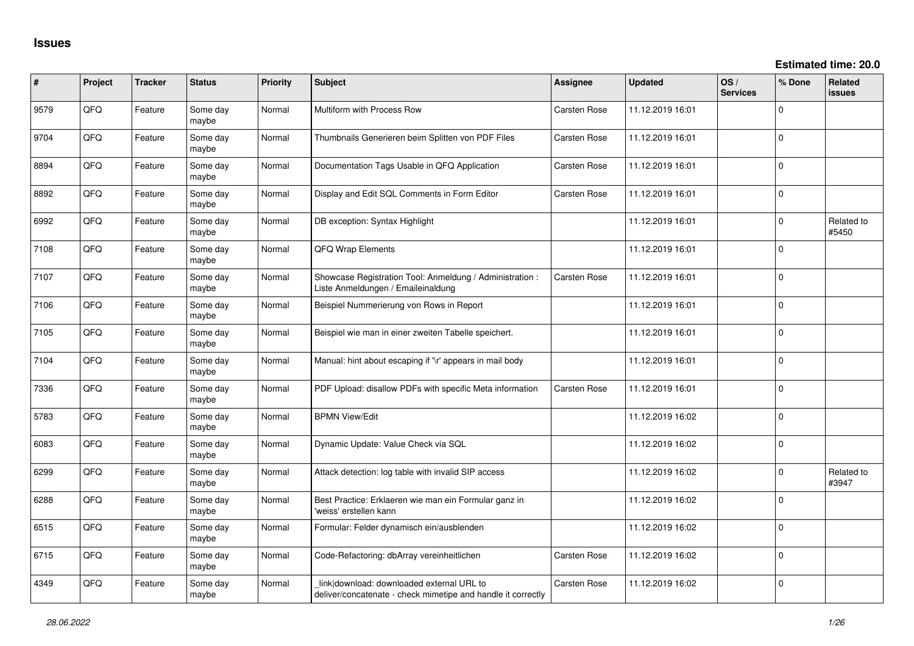# Issues

**Estimated time: 20.0**

| # | Project | Tracker | Status | Priority | Subject | Assignee | Updated | OS / Services | % Done | Related issues |
|---|---|---|---|---|---|---|---|---|---|---|
| 9579 | QFQ | Feature | Some day maybe | Normal | Multiform with Process Row | Carsten Rose | 11.12.2019 16:01 | | 0 | |
| 9704 | QFQ | Feature | Some day maybe | Normal | Thumbnails Generieren beim Splitten von PDF Files | Carsten Rose | 11.12.2019 16:01 | | 0 | |
| 8894 | QFQ | Feature | Some day maybe | Normal | Documentation Tags Usable in QFQ Application | Carsten Rose | 11.12.2019 16:01 | | 0 | |
| 8892 | QFQ | Feature | Some day maybe | Normal | Display and Edit SQL Comments in Form Editor | Carsten Rose | 11.12.2019 16:01 | | 0 | |
| 6992 | QFQ | Feature | Some day maybe | Normal | DB exception: Syntax Highlight | | 11.12.2019 16:01 | | 0 | Related to #5450 |
| 7108 | QFQ | Feature | Some day maybe | Normal | QFQ Wrap Elements | | 11.12.2019 16:01 | | 0 | |
| 7107 | QFQ | Feature | Some day maybe | Normal | Showcase Registration Tool: Anmeldung / Administration : Liste Anmeldungen / Emaileinaldung | Carsten Rose | 11.12.2019 16:01 | | 0 | |
| 7106 | QFQ | Feature | Some day maybe | Normal | Beispiel Nummerierung von Rows in Report | | 11.12.2019 16:01 | | 0 | |
| 7105 | QFQ | Feature | Some day maybe | Normal | Beispiel wie man in einer zweiten Tabelle speichert. | | 11.12.2019 16:01 | | 0 | |
| 7104 | QFQ | Feature | Some day maybe | Normal | Manual: hint about escaping if '\r' appears in mail body | | 11.12.2019 16:01 | | 0 | |
| 7336 | QFQ | Feature | Some day maybe | Normal | PDF Upload: disallow PDFs with specific Meta information | Carsten Rose | 11.12.2019 16:01 | | 0 | |
| 5783 | QFQ | Feature | Some day maybe | Normal | BPMN View/Edit | | 11.12.2019 16:02 | | 0 | |
| 6083 | QFQ | Feature | Some day maybe | Normal | Dynamic Update: Value Check via SQL | | 11.12.2019 16:02 | | 0 | |
| 6299 | QFQ | Feature | Some day maybe | Normal | Attack detection: log table with invalid SIP access | | 11.12.2019 16:02 | | 0 | Related to #3947 |
| 6288 | QFQ | Feature | Some day maybe | Normal | Best Practice: Erklaeren wie man ein Formular ganz in 'weiss' erstellen kann | | 11.12.2019 16:02 | | 0 | |
| 6515 | QFQ | Feature | Some day maybe | Normal | Formular: Felder dynamisch ein/ausblenden | | 11.12.2019 16:02 | | 0 | |
| 6715 | QFQ | Feature | Some day maybe | Normal | Code-Refactoring: dbArray vereinheitlichen | Carsten Rose | 11.12.2019 16:02 | | 0 | |
| 4349 | QFQ | Feature | Some day maybe | Normal | _link\|download: downloaded external URL to deliver/concatenate - check mimetipe and handle it correctly | Carsten Rose | 11.12.2019 16:02 | | 0 | |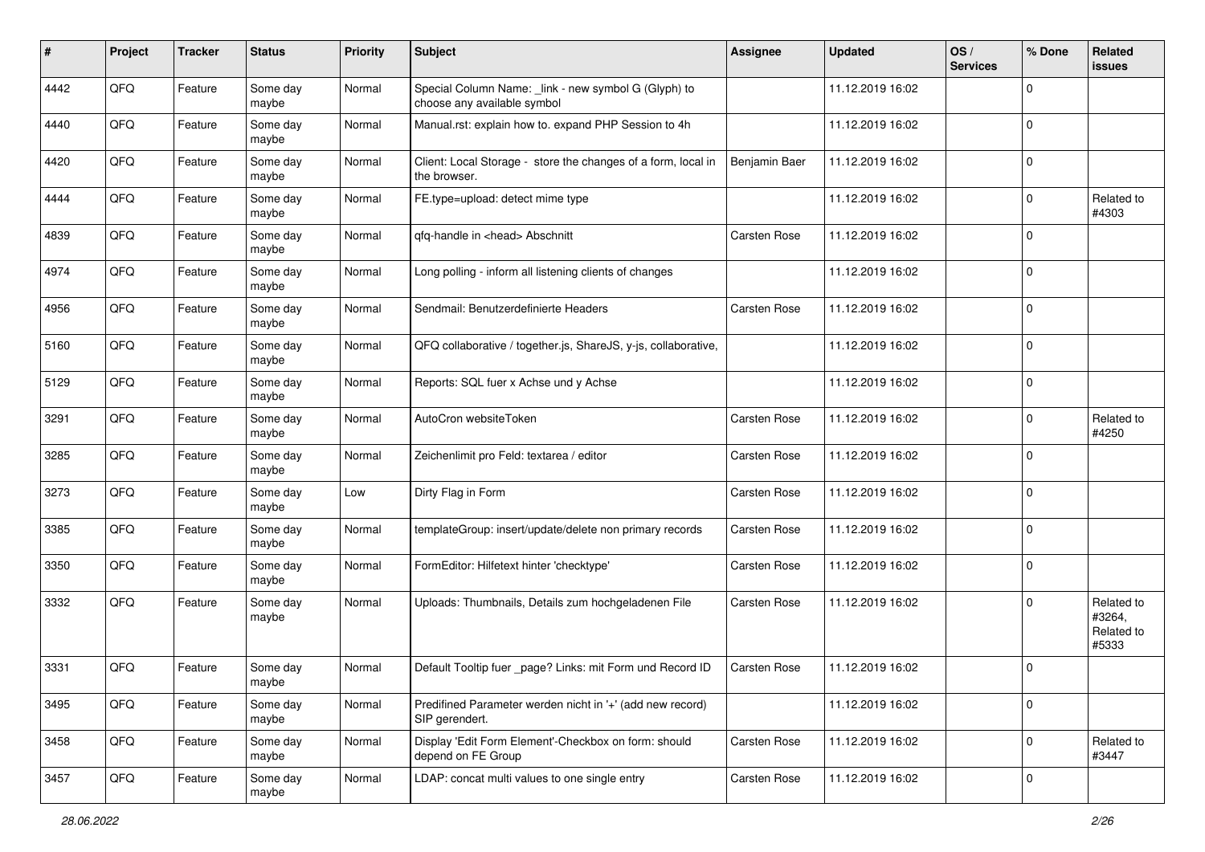| # | Project | Tracker | Status | Priority | Subject | Assignee | Updated | OS / Services | % Done | Related issues |
|---|---|---|---|---|---|---|---|---|---|---|
| 4442 | QFQ | Feature | Some day maybe | Normal | Special Column Name: _link - new symbol G (Glyph) to choose any available symbol | | 11.12.2019 16:02 | | 0 | |
| 4440 | QFQ | Feature | Some day maybe | Normal | Manual.rst: explain how to. expand PHP Session to 4h | | 11.12.2019 16:02 | | 0 | |
| 4420 | QFQ | Feature | Some day maybe | Normal | Client: Local Storage - store the changes of a form, local in the browser. | Benjamin Baer | 11.12.2019 16:02 | | 0 | |
| 4444 | QFQ | Feature | Some day maybe | Normal | FE.type=upload: detect mime type | | 11.12.2019 16:02 | | 0 | Related to #4303 |
| 4839 | QFQ | Feature | Some day maybe | Normal | qfq-handle in <head> Abschnitt | Carsten Rose | 11.12.2019 16:02 | | 0 | |
| 4974 | QFQ | Feature | Some day maybe | Normal | Long polling - inform all listening clients of changes | | 11.12.2019 16:02 | | 0 | |
| 4956 | QFQ | Feature | Some day maybe | Normal | Sendmail: Benutzerdefinierte Headers | Carsten Rose | 11.12.2019 16:02 | | 0 | |
| 5160 | QFQ | Feature | Some day maybe | Normal | QFQ collaborative / together.js, ShareJS, y-js, collaborative, | | 11.12.2019 16:02 | | 0 | |
| 5129 | QFQ | Feature | Some day maybe | Normal | Reports: SQL fuer x Achse und y Achse | | 11.12.2019 16:02 | | 0 | |
| 3291 | QFQ | Feature | Some day maybe | Normal | AutoCron websiteToken | Carsten Rose | 11.12.2019 16:02 | | 0 | Related to #4250 |
| 3285 | QFQ | Feature | Some day maybe | Normal | Zeichenlimit pro Feld: textarea / editor | Carsten Rose | 11.12.2019 16:02 | | 0 | |
| 3273 | QFQ | Feature | Some day maybe | Low | Dirty Flag in Form | Carsten Rose | 11.12.2019 16:02 | | 0 | |
| 3385 | QFQ | Feature | Some day maybe | Normal | templateGroup: insert/update/delete non primary records | Carsten Rose | 11.12.2019 16:02 | | 0 | |
| 3350 | QFQ | Feature | Some day maybe | Normal | FormEditor: Hilfetext hinter 'checktype' | Carsten Rose | 11.12.2019 16:02 | | 0 | |
| 3332 | QFQ | Feature | Some day maybe | Normal | Uploads: Thumbnails, Details zum hochgeladenen File | Carsten Rose | 11.12.2019 16:02 | | 0 | Related to #3264, Related to #5333 |
| 3331 | QFQ | Feature | Some day maybe | Normal | Default Tooltip fuer _page? Links: mit Form und Record ID | Carsten Rose | 11.12.2019 16:02 | | 0 | |
| 3495 | QFQ | Feature | Some day maybe | Normal | Predifined Parameter werden nicht in '+' (add new record) SIP gerendert. | | 11.12.2019 16:02 | | 0 | |
| 3458 | QFQ | Feature | Some day maybe | Normal | Display 'Edit Form Element'-Checkbox on form: should depend on FE Group | Carsten Rose | 11.12.2019 16:02 | | 0 | Related to #3447 |
| 3457 | QFQ | Feature | Some day maybe | Normal | LDAP: concat multi values to one single entry | Carsten Rose | 11.12.2019 16:02 | | 0 | |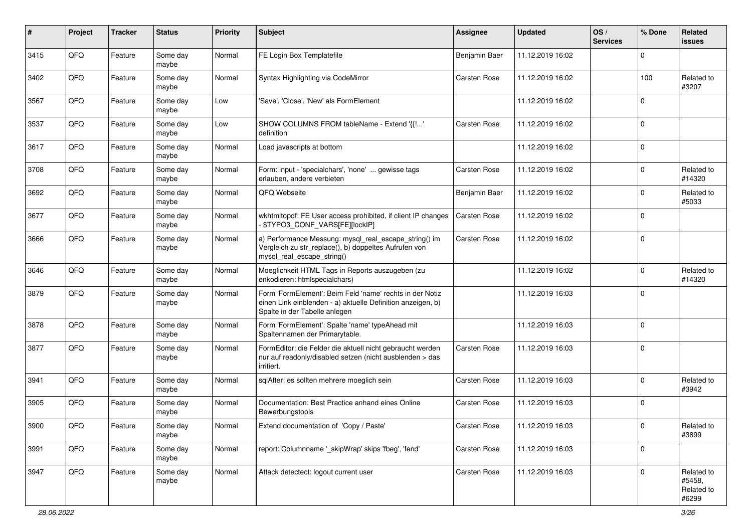| # | Project | Tracker | Status | Priority | Subject | Assignee | Updated | OS / Services | % Done | Related issues |
|---|---|---|---|---|---|---|---|---|---|---|
| 3415 | QFQ | Feature | Some day maybe | Normal | FE Login Box Templatefile | Benjamin Baer | 11.12.2019 16:02 | | 0 | |
| 3402 | QFQ | Feature | Some day maybe | Normal | Syntax Highlighting via CodeMirror | Carsten Rose | 11.12.2019 16:02 | | 100 | Related to #3207 |
| 3567 | QFQ | Feature | Some day maybe | Low | 'Save', 'Close', 'New' als FormElement | | 11.12.2019 16:02 | | 0 | |
| 3537 | QFQ | Feature | Some day maybe | Low | SHOW COLUMNS FROM tableName - Extend '{{!...' definition | Carsten Rose | 11.12.2019 16:02 | | 0 | |
| 3617 | QFQ | Feature | Some day maybe | Normal | Load javascripts at bottom | | 11.12.2019 16:02 | | 0 | |
| 3708 | QFQ | Feature | Some day maybe | Normal | Form: input - 'specialchars', 'none' ... gewisse tags erlauben, andere verbieten | Carsten Rose | 11.12.2019 16:02 | | 0 | Related to #14320 |
| 3692 | QFQ | Feature | Some day maybe | Normal | QFQ Webseite | Benjamin Baer | 11.12.2019 16:02 | | 0 | Related to #5033 |
| 3677 | QFQ | Feature | Some day maybe | Normal | wkhtmltopdf: FE User access prohibited, if client IP changes - $TYPO3_CONF_VARS[FE][lockIP] | Carsten Rose | 11.12.2019 16:02 | | 0 | |
| 3666 | QFQ | Feature | Some day maybe | Normal | a) Performance Messung: mysql_real_escape_string() im Vergleich zu str_replace(), b) doppeltes Aufrufen von mysql_real_escape_string() | Carsten Rose | 11.12.2019 16:02 | | 0 | |
| 3646 | QFQ | Feature | Some day maybe | Normal | Moeglichkeit HTML Tags in Reports auszugeben (zu enkodieren: htmlspecialchars) | | 11.12.2019 16:02 | | 0 | Related to #14320 |
| 3879 | QFQ | Feature | Some day maybe | Normal | Form 'FormElement': Beim Feld 'name' rechts in der Notiz einen Link einblenden - a) aktuelle Definition anzeigen, b) Spalte in der Tabelle anlegen | | 11.12.2019 16:03 | | 0 | |
| 3878 | QFQ | Feature | Some day maybe | Normal | Form 'FormElement': Spalte 'name' typeAhead mit Spaltennamen der Primarytable. | | 11.12.2019 16:03 | | 0 | |
| 3877 | QFQ | Feature | Some day maybe | Normal | FormEditor: die Felder die aktuell nicht gebraucht werden nur auf readonly/disabled setzen (nicht ausblenden > das irritiert. | Carsten Rose | 11.12.2019 16:03 | | 0 | |
| 3941 | QFQ | Feature | Some day maybe | Normal | sqlAfter: es sollten mehrere moeglich sein | Carsten Rose | 11.12.2019 16:03 | | 0 | Related to #3942 |
| 3905 | QFQ | Feature | Some day maybe | Normal | Documentation: Best Practice anhand eines Online Bewerbungstools | Carsten Rose | 11.12.2019 16:03 | | 0 | |
| 3900 | QFQ | Feature | Some day maybe | Normal | Extend documentation of 'Copy / Paste' | Carsten Rose | 11.12.2019 16:03 | | 0 | Related to #3899 |
| 3991 | QFQ | Feature | Some day maybe | Normal | report: Columnname '_skipWrap' skips 'fbeg', 'fend' | Carsten Rose | 11.12.2019 16:03 | | 0 | |
| 3947 | QFQ | Feature | Some day maybe | Normal | Attack detectect: logout current user | Carsten Rose | 11.12.2019 16:03 | | 0 | Related to #5458, Related to #6299 |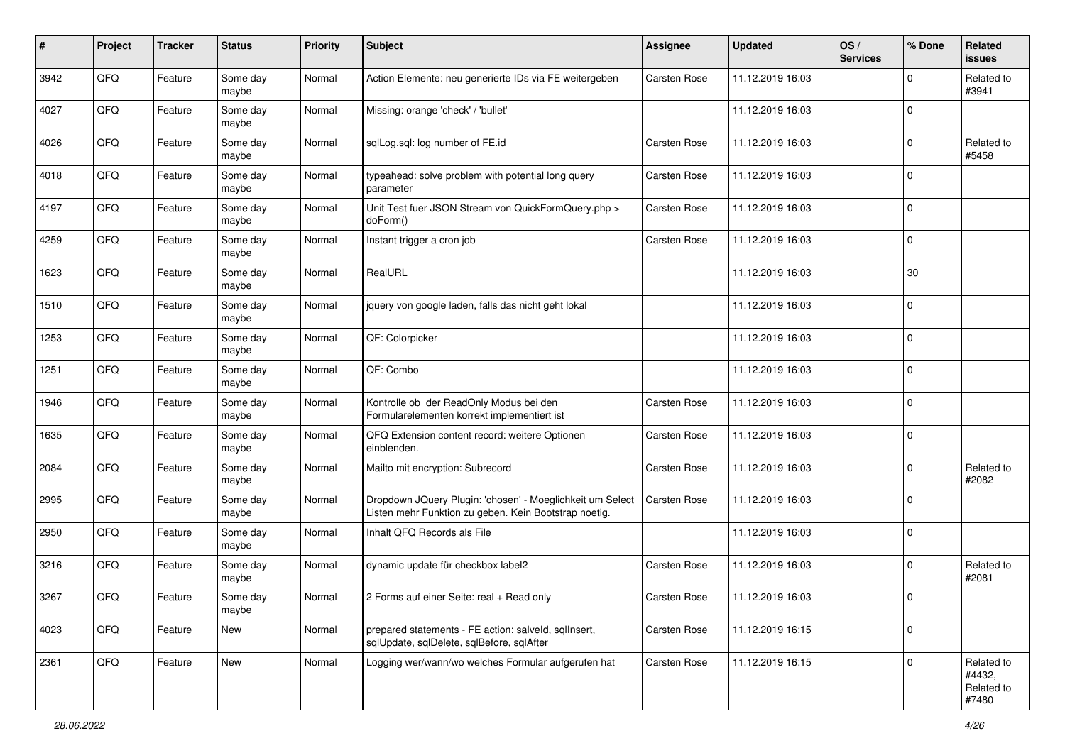| # | Project | Tracker | Status | Priority | Subject | Assignee | Updated | OS / Services | % Done | Related issues |
|---|---|---|---|---|---|---|---|---|---|---|
| 3942 | QFQ | Feature | Some day maybe | Normal | Action Elemente: neu generierte IDs via FE weitergeben | Carsten Rose | 11.12.2019 16:03 | | 0 | Related to #3941 |
| 4027 | QFQ | Feature | Some day maybe | Normal | Missing: orange 'check' / 'bullet' | | 11.12.2019 16:03 | | 0 | |
| 4026 | QFQ | Feature | Some day maybe | Normal | sqlLog.sql: log number of FE.id | Carsten Rose | 11.12.2019 16:03 | | 0 | Related to #5458 |
| 4018 | QFQ | Feature | Some day maybe | Normal | typeahead: solve problem with potential long query parameter | Carsten Rose | 11.12.2019 16:03 | | 0 | |
| 4197 | QFQ | Feature | Some day maybe | Normal | Unit Test fuer JSON Stream von QuickFormQuery.php > doForm() | Carsten Rose | 11.12.2019 16:03 | | 0 | |
| 4259 | QFQ | Feature | Some day maybe | Normal | Instant trigger a cron job | Carsten Rose | 11.12.2019 16:03 | | 0 | |
| 1623 | QFQ | Feature | Some day maybe | Normal | RealURL | | 11.12.2019 16:03 | | 30 | |
| 1510 | QFQ | Feature | Some day maybe | Normal | jquery von google laden, falls das nicht geht lokal | | 11.12.2019 16:03 | | 0 | |
| 1253 | QFQ | Feature | Some day maybe | Normal | QF: Colorpicker | | 11.12.2019 16:03 | | 0 | |
| 1251 | QFQ | Feature | Some day maybe | Normal | QF: Combo | | 11.12.2019 16:03 | | 0 | |
| 1946 | QFQ | Feature | Some day maybe | Normal | Kontrolle ob der ReadOnly Modus bei den Formularelementen korrekt implementiert ist | Carsten Rose | 11.12.2019 16:03 | | 0 | |
| 1635 | QFQ | Feature | Some day maybe | Normal | QFQ Extension content record: weitere Optionen einblenden. | Carsten Rose | 11.12.2019 16:03 | | 0 | |
| 2084 | QFQ | Feature | Some day maybe | Normal | Mailto mit encryption: Subrecord | Carsten Rose | 11.12.2019 16:03 | | 0 | Related to #2082 |
| 2995 | QFQ | Feature | Some day maybe | Normal | Dropdown JQuery Plugin: 'chosen' - Moeglichkeit um Select Listen mehr Funktion zu geben. Kein Bootstrap noetig. | Carsten Rose | 11.12.2019 16:03 | | 0 | |
| 2950 | QFQ | Feature | Some day maybe | Normal | Inhalt QFQ Records als File | | 11.12.2019 16:03 | | 0 | |
| 3216 | QFQ | Feature | Some day maybe | Normal | dynamic update für checkbox label2 | Carsten Rose | 11.12.2019 16:03 | | 0 | Related to #2081 |
| 3267 | QFQ | Feature | Some day maybe | Normal | 2 Forms auf einer Seite: real + Read only | Carsten Rose | 11.12.2019 16:03 | | 0 | |
| 4023 | QFQ | Feature | New | Normal | prepared statements - FE action: salveld, sqlInsert, sqlUpdate, sqlDelete, sqlBefore, sqlAfter | Carsten Rose | 11.12.2019 16:15 | | 0 | |
| 2361 | QFQ | Feature | New | Normal | Logging wer/wann/wo welches Formular aufgerufen hat | Carsten Rose | 11.12.2019 16:15 | | 0 | Related to #4432, Related to #7480 |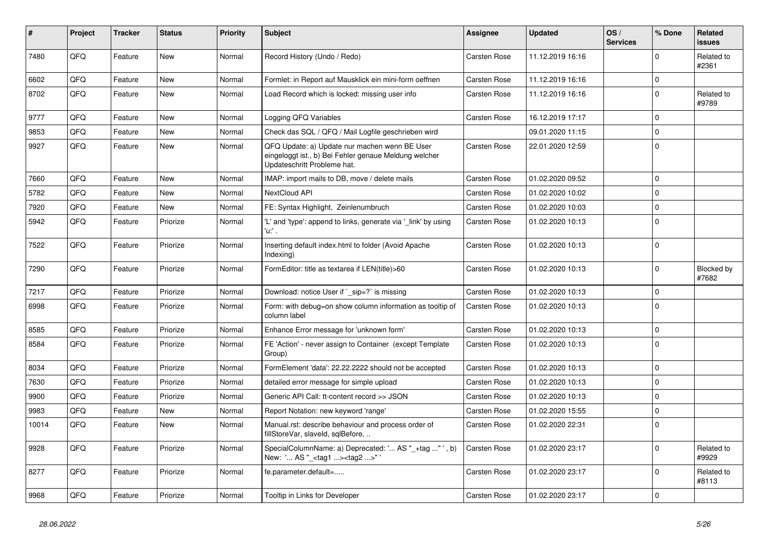| # | Project | Tracker | Status | Priority | Subject | Assignee | Updated | OS / Services | % Done | Related issues |
|---|---|---|---|---|---|---|---|---|---|---|
| 7480 | QFQ | Feature | New | Normal | Record History (Undo / Redo) | Carsten Rose | 11.12.2019 16:16 | | 0 | Related to #2361 |
| 6602 | QFQ | Feature | New | Normal | Formlet: in Report auf Mausklick ein mini-form oeffnen | Carsten Rose | 11.12.2019 16:16 | | 0 | |
| 8702 | QFQ | Feature | New | Normal | Load Record which is locked: missing user info | Carsten Rose | 11.12.2019 16:16 | | 0 | Related to #9789 |
| 9777 | QFQ | Feature | New | Normal | Logging QFQ Variables | Carsten Rose | 16.12.2019 17:17 | | 0 | |
| 9853 | QFQ | Feature | New | Normal | Check das SQL / QFQ / Mail Logfile geschrieben wird | | 09.01.2020 11:15 | | 0 | |
| 9927 | QFQ | Feature | New | Normal | QFQ Update: a) Update nur machen wenn BE User eingeloggt ist., b) Bei Fehler genaue Meldung welcher Updateschritt Probleme hat. | Carsten Rose | 22.01.2020 12:59 | | 0 | |
| 7660 | QFQ | Feature | New | Normal | IMAP: import mails to DB, move / delete mails | Carsten Rose | 01.02.2020 09:52 | | 0 | |
| 5782 | QFQ | Feature | New | Normal | NextCloud API | Carsten Rose | 01.02.2020 10:02 | | 0 | |
| 7920 | QFQ | Feature | New | Normal | FE: Syntax Highlight, Zeinlenumbruch | Carsten Rose | 01.02.2020 10:03 | | 0 | |
| 5942 | QFQ | Feature | Priorize | Normal | 'L' and 'type': append to links, generate via '_link' by using 'u:' . | Carsten Rose | 01.02.2020 10:13 | | 0 | |
| 7522 | QFQ | Feature | Priorize | Normal | Inserting default index.html to folder (Avoid Apache Indexing) | Carsten Rose | 01.02.2020 10:13 | | 0 | |
| 7290 | QFQ | Feature | Priorize | Normal | FormEditor: title as textarea if LEN(title)>60 | Carsten Rose | 01.02.2020 10:13 | | 0 | Blocked by #7682 |
| 7217 | QFQ | Feature | Priorize | Normal | Download: notice User if `_sip=?` is missing | Carsten Rose | 01.02.2020 10:13 | | 0 | |
| 6998 | QFQ | Feature | Priorize | Normal | Form: with debug=on show column information as tooltip of column label | Carsten Rose | 01.02.2020 10:13 | | 0 | |
| 8585 | QFQ | Feature | Priorize | Normal | Enhance Error message for 'unknown form' | Carsten Rose | 01.02.2020 10:13 | | 0 | |
| 8584 | QFQ | Feature | Priorize | Normal | FE 'Action' - never assign to Container (except Template Group) | Carsten Rose | 01.02.2020 10:13 | | 0 | |
| 8034 | QFQ | Feature | Priorize | Normal | FormElement 'data': 22.22.2222 should not be accepted | Carsten Rose | 01.02.2020 10:13 | | 0 | |
| 7630 | QFQ | Feature | Priorize | Normal | detailed error message for simple upload | Carsten Rose | 01.02.2020 10:13 | | 0 | |
| 9900 | QFQ | Feature | Priorize | Normal | Generic API Call: tt-content record >> JSON | Carsten Rose | 01.02.2020 10:13 | | 0 | |
| 9983 | QFQ | Feature | New | Normal | Report Notation: new keyword 'range' | Carsten Rose | 01.02.2020 15:55 | | 0 | |
| 10014 | QFQ | Feature | New | Normal | Manual.rst: describe behaviour and process order of fillStoreVar, slaveId, sqlBefore, .. | Carsten Rose | 01.02.2020 22:31 | | 0 | |
| 9928 | QFQ | Feature | Priorize | Normal | SpecialColumnName: a) Deprecated: '... AS "_+tag ..." ', b) New: '... AS "_<tag1 ...><tag2 ...>" ' | Carsten Rose | 01.02.2020 23:17 | | 0 | Related to #9929 |
| 8277 | QFQ | Feature | Priorize | Normal | fe.parameter.default=..... | Carsten Rose | 01.02.2020 23:17 | | 0 | Related to #8113 |
| 9968 | QFQ | Feature | Priorize | Normal | Tooltip in Links for Developer | Carsten Rose | 01.02.2020 23:17 | | 0 | |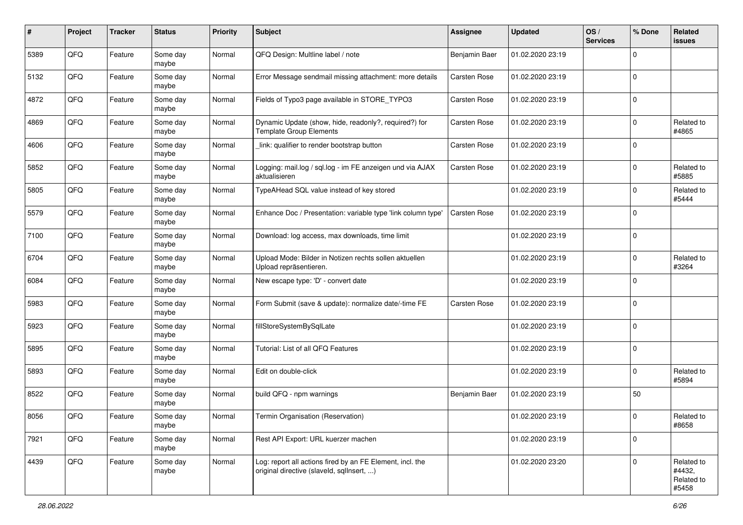| # | Project | Tracker | Status | Priority | Subject | Assignee | Updated | OS / Services | % Done | Related issues |
|---|---|---|---|---|---|---|---|---|---|---|
| 5389 | QFQ | Feature | Some day maybe | Normal | QFQ Design: Multline label / note | Benjamin Baer | 01.02.2020 23:19 | | 0 | |
| 5132 | QFQ | Feature | Some day maybe | Normal | Error Message sendmail missing attachment: more details | Carsten Rose | 01.02.2020 23:19 | | 0 | |
| 4872 | QFQ | Feature | Some day maybe | Normal | Fields of Typo3 page available in STORE_TYPO3 | Carsten Rose | 01.02.2020 23:19 | | 0 | |
| 4869 | QFQ | Feature | Some day maybe | Normal | Dynamic Update (show, hide, readonly?, required?) for Template Group Elements | Carsten Rose | 01.02.2020 23:19 | | 0 | Related to #4865 |
| 4606 | QFQ | Feature | Some day maybe | Normal | _link: qualifier to render bootstrap button | Carsten Rose | 01.02.2020 23:19 | | 0 | |
| 5852 | QFQ | Feature | Some day maybe | Normal | Logging: mail.log / sql.log - im FE anzeigen und via AJAX aktualisieren | Carsten Rose | 01.02.2020 23:19 | | 0 | Related to #5885 |
| 5805 | QFQ | Feature | Some day maybe | Normal | TypeAHead SQL value instead of key stored | | 01.02.2020 23:19 | | 0 | Related to #5444 |
| 5579 | QFQ | Feature | Some day maybe | Normal | Enhance Doc / Presentation: variable type 'link column type' | Carsten Rose | 01.02.2020 23:19 | | 0 | |
| 7100 | QFQ | Feature | Some day maybe | Normal | Download: log access, max downloads, time limit | | 01.02.2020 23:19 | | 0 | |
| 6704 | QFQ | Feature | Some day maybe | Normal | Upload Mode: Bilder in Notizen rechts sollen aktuellen Upload repräsentieren. | | 01.02.2020 23:19 | | 0 | Related to #3264 |
| 6084 | QFQ | Feature | Some day maybe | Normal | New escape type: 'D' - convert date | | 01.02.2020 23:19 | | 0 | |
| 5983 | QFQ | Feature | Some day maybe | Normal | Form Submit (save & update): normalize date/-time FE | Carsten Rose | 01.02.2020 23:19 | | 0 | |
| 5923 | QFQ | Feature | Some day maybe | Normal | fillStoreSystemBySqlLate | | 01.02.2020 23:19 | | 0 | |
| 5895 | QFQ | Feature | Some day maybe | Normal | Tutorial: List of all QFQ Features | | 01.02.2020 23:19 | | 0 | |
| 5893 | QFQ | Feature | Some day maybe | Normal | Edit on double-click | | 01.02.2020 23:19 | | 0 | Related to #5894 |
| 8522 | QFQ | Feature | Some day maybe | Normal | build QFQ - npm warnings | Benjamin Baer | 01.02.2020 23:19 | | 50 | |
| 8056 | QFQ | Feature | Some day maybe | Normal | Termin Organisation (Reservation) | | 01.02.2020 23:19 | | 0 | Related to #8658 |
| 7921 | QFQ | Feature | Some day maybe | Normal | Rest API Export: URL kuerzer machen | | 01.02.2020 23:19 | | 0 | |
| 4439 | QFQ | Feature | Some day maybe | Normal | Log: report all actions fired by an FE Element, incl. the original directive (slaveId, sqlInsert, ...) | | 01.02.2020 23:20 | | 0 | Related to #4432, Related to #5458 |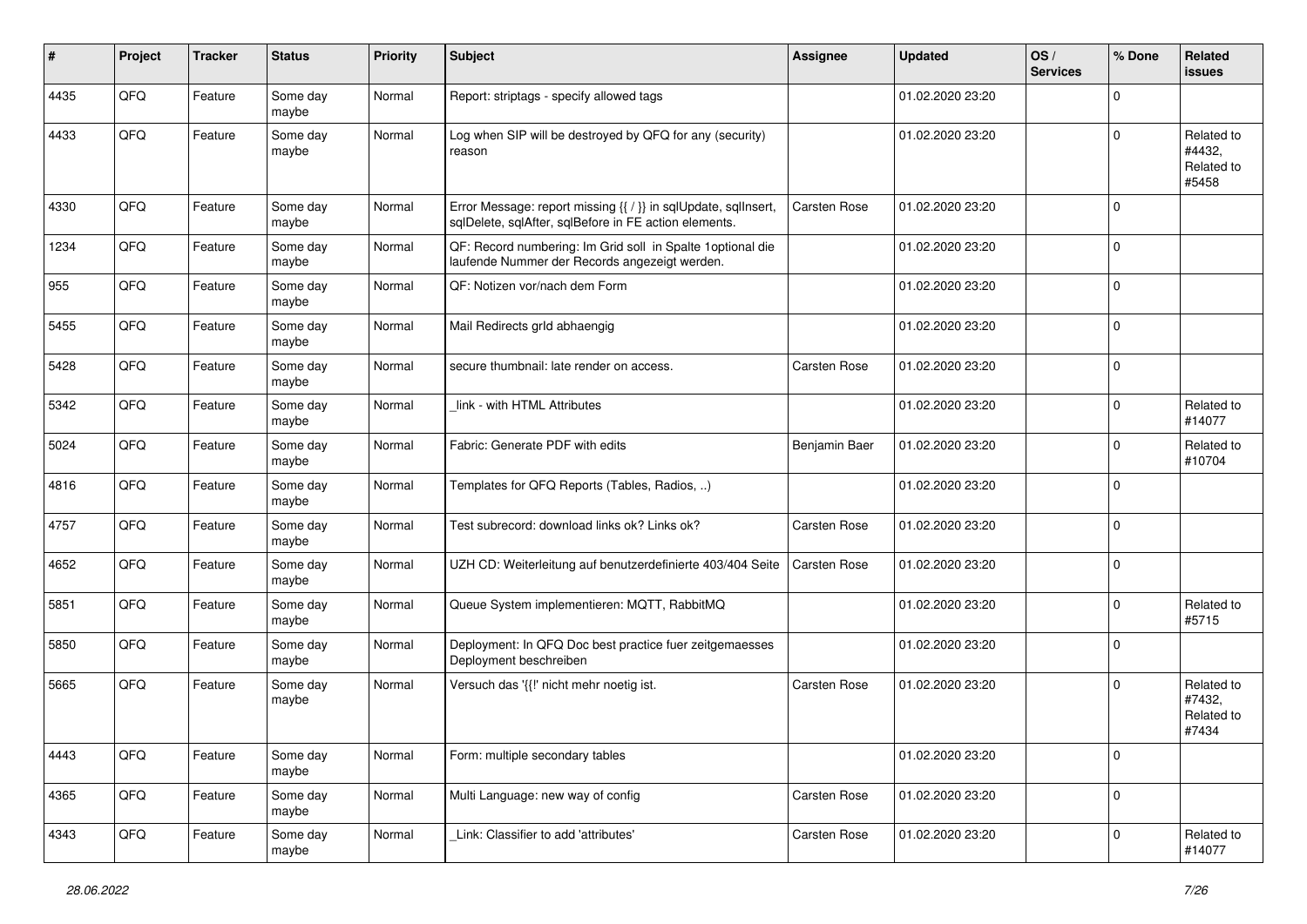| # | Project | Tracker | Status | Priority | Subject | Assignee | Updated | OS / Services | % Done | Related issues |
|---|---|---|---|---|---|---|---|---|---|---|
| 4435 | QFQ | Feature | Some day maybe | Normal | Report: striptags - specify allowed tags | | 01.02.2020 23:20 | | 0 | |
| 4433 | QFQ | Feature | Some day maybe | Normal | Log when SIP will be destroyed by QFQ for any (security) reason | | 01.02.2020 23:20 | | 0 | Related to #4432, Related to #5458 |
| 4330 | QFQ | Feature | Some day maybe | Normal | Error Message: report missing {{ / }} in sqlUpdate, sqlInsert, sqlDelete, sqlAfter, sqlBefore in FE action elements. | Carsten Rose | 01.02.2020 23:20 | | 0 | |
| 1234 | QFQ | Feature | Some day maybe | Normal | QF: Record numbering: Im Grid soll in Spalte 1optional die laufende Nummer der Records angezeigt werden. | | 01.02.2020 23:20 | | 0 | |
| 955 | QFQ | Feature | Some day maybe | Normal | QF: Notizen vor/nach dem Form | | 01.02.2020 23:20 | | 0 | |
| 5455 | QFQ | Feature | Some day maybe | Normal | Mail Redirects grId abhaengig | | 01.02.2020 23:20 | | 0 | |
| 5428 | QFQ | Feature | Some day maybe | Normal | secure thumbnail: late render on access. | Carsten Rose | 01.02.2020 23:20 | | 0 | |
| 5342 | QFQ | Feature | Some day maybe | Normal | _link - with HTML Attributes | | 01.02.2020 23:20 | | 0 | Related to #14077 |
| 5024 | QFQ | Feature | Some day maybe | Normal | Fabric: Generate PDF with edits | Benjamin Baer | 01.02.2020 23:20 | | 0 | Related to #10704 |
| 4816 | QFQ | Feature | Some day maybe | Normal | Templates for QFQ Reports (Tables, Radios, ..) | | 01.02.2020 23:20 | | 0 | |
| 4757 | QFQ | Feature | Some day maybe | Normal | Test subrecord: download links ok? Links ok? | Carsten Rose | 01.02.2020 23:20 | | 0 | |
| 4652 | QFQ | Feature | Some day maybe | Normal | UZH CD: Weiterleitung auf benutzerdefinierte 403/404 Seite | Carsten Rose | 01.02.2020 23:20 | | 0 | |
| 5851 | QFQ | Feature | Some day maybe | Normal | Queue System implementieren: MQTT, RabbitMQ | | 01.02.2020 23:20 | | 0 | Related to #5715 |
| 5850 | QFQ | Feature | Some day maybe | Normal | Deployment: In QFQ Doc best practice fuer zeitgemaesses Deployment beschreiben | | 01.02.2020 23:20 | | 0 | |
| 5665 | QFQ | Feature | Some day maybe | Normal | Versuch das '{{!' nicht mehr noetig ist. | Carsten Rose | 01.02.2020 23:20 | | 0 | Related to #7432, Related to #7434 |
| 4443 | QFQ | Feature | Some day maybe | Normal | Form: multiple secondary tables | | 01.02.2020 23:20 | | 0 | |
| 4365 | QFQ | Feature | Some day maybe | Normal | Multi Language: new way of config | Carsten Rose | 01.02.2020 23:20 | | 0 | |
| 4343 | QFQ | Feature | Some day maybe | Normal | _Link: Classifier to add 'attributes' | Carsten Rose | 01.02.2020 23:20 | | 0 | Related to #14077 |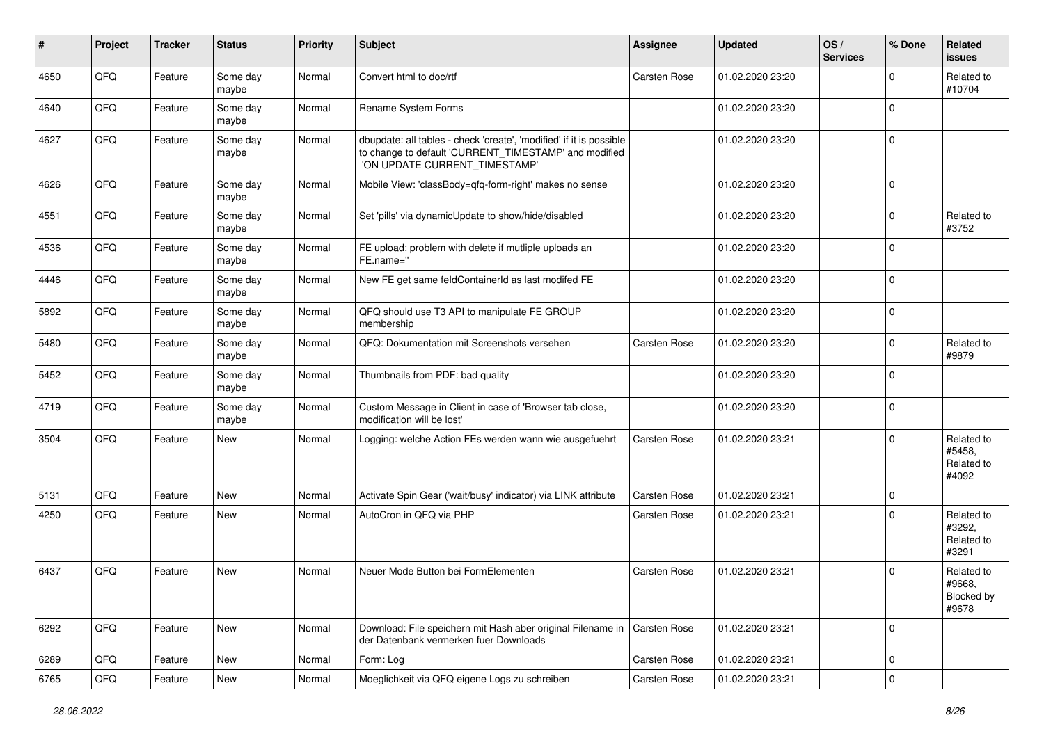| # | Project | Tracker | Status | Priority | Subject | Assignee | Updated | OS / Services | % Done | Related issues |
|---|---|---|---|---|---|---|---|---|---|---|
| 4650 | QFQ | Feature | Some day maybe | Normal | Convert html to doc/rtf | Carsten Rose | 01.02.2020 23:20 | | 0 | Related to #10704 |
| 4640 | QFQ | Feature | Some day maybe | Normal | Rename System Forms | | 01.02.2020 23:20 | | 0 | |
| 4627 | QFQ | Feature | Some day maybe | Normal | dbupdate: all tables - check 'create', 'modified' if it is possible to change to default 'CURRENT_TIMESTAMP' and modified 'ON UPDATE CURRENT_TIMESTAMP' | | 01.02.2020 23:20 | | 0 | |
| 4626 | QFQ | Feature | Some day maybe | Normal | Mobile View: 'classBody=qfq-form-right' makes no sense | | 01.02.2020 23:20 | | 0 | |
| 4551 | QFQ | Feature | Some day maybe | Normal | Set 'pills' via dynamicUpdate to show/hide/disabled | | 01.02.2020 23:20 | | 0 | Related to #3752 |
| 4536 | QFQ | Feature | Some day maybe | Normal | FE upload: problem with delete if mutliple uploads an FE.name='' | | 01.02.2020 23:20 | | 0 | |
| 4446 | QFQ | Feature | Some day maybe | Normal | New FE get same feldContainerId as last modifed FE | | 01.02.2020 23:20 | | 0 | |
| 5892 | QFQ | Feature | Some day maybe | Normal | QFQ should use T3 API to manipulate FE GROUP membership | | 01.02.2020 23:20 | | 0 | |
| 5480 | QFQ | Feature | Some day maybe | Normal | QFQ: Dokumentation mit Screenshots versehen | Carsten Rose | 01.02.2020 23:20 | | 0 | Related to #9879 |
| 5452 | QFQ | Feature | Some day maybe | Normal | Thumbnails from PDF: bad quality | | 01.02.2020 23:20 | | 0 | |
| 4719 | QFQ | Feature | Some day maybe | Normal | Custom Message in Client in case of 'Browser tab close, modification will be lost' | | 01.02.2020 23:20 | | 0 | |
| 3504 | QFQ | Feature | New | Normal | Logging: welche Action FEs werden wann wie ausgefuehrt | Carsten Rose | 01.02.2020 23:21 | | 0 | Related to #5458, Related to #4092 |
| 5131 | QFQ | Feature | New | Normal | Activate Spin Gear ('wait/busy' indicator) via LINK attribute | Carsten Rose | 01.02.2020 23:21 | | 0 | |
| 4250 | QFQ | Feature | New | Normal | AutoCron in QFQ via PHP | Carsten Rose | 01.02.2020 23:21 | | 0 | Related to #3292, Related to #3291 |
| 6437 | QFQ | Feature | New | Normal | Neuer Mode Button bei FormElementen | Carsten Rose | 01.02.2020 23:21 | | 0 | Related to #9668, Blocked by #9678 |
| 6292 | QFQ | Feature | New | Normal | Download: File speichern mit Hash aber original Filename in der Datenbank vermerken fuer Downloads | Carsten Rose | 01.02.2020 23:21 | | 0 | |
| 6289 | QFQ | Feature | New | Normal | Form: Log | Carsten Rose | 01.02.2020 23:21 | | 0 | |
| 6765 | QFQ | Feature | New | Normal | Moeglichkeit via QFQ eigene Logs zu schreiben | Carsten Rose | 01.02.2020 23:21 | | 0 | |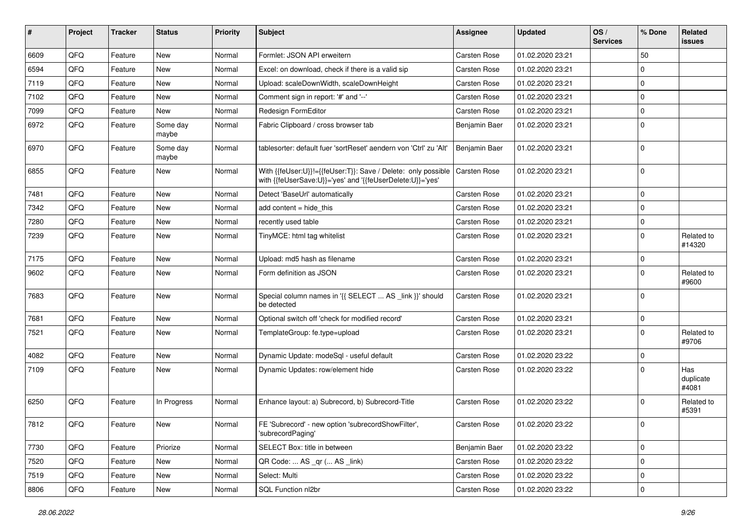| # | Project | Tracker | Status | Priority | Subject | Assignee | Updated | OS / Services | % Done | Related issues |
|---|---|---|---|---|---|---|---|---|---|---|
| 6609 | QFQ | Feature | New | Normal | Formlet: JSON API erweitern | Carsten Rose | 01.02.2020 23:21 | | 50 | |
| 6594 | QFQ | Feature | New | Normal | Excel: on download, check if there is a valid sip | Carsten Rose | 01.02.2020 23:21 | | 0 | |
| 7119 | QFQ | Feature | New | Normal | Upload: scaleDownWidth, scaleDownHeight | Carsten Rose | 01.02.2020 23:21 | | 0 | |
| 7102 | QFQ | Feature | New | Normal | Comment sign in report: '#' and '--' | Carsten Rose | 01.02.2020 23:21 | | 0 | |
| 7099 | QFQ | Feature | New | Normal | Redesign FormEditor | Carsten Rose | 01.02.2020 23:21 | | 0 | |
| 6972 | QFQ | Feature | Some day maybe | Normal | Fabric Clipboard / cross browser tab | Benjamin Baer | 01.02.2020 23:21 | | 0 | |
| 6970 | QFQ | Feature | Some day maybe | Normal | tablesorter: default fuer 'sortReset' aendern von 'Ctrl' zu 'Alt' | Benjamin Baer | 01.02.2020 23:21 | | 0 | |
| 6855 | QFQ | Feature | New | Normal | With {{feUser:U}}!={{feUser:T}}: Save / Delete: only possible with {{feUserSave:U}}='yes' and '{{feUserDelete:U}}='yes' | Carsten Rose | 01.02.2020 23:21 | | 0 | |
| 7481 | QFQ | Feature | New | Normal | Detect 'BaseUrl' automatically | Carsten Rose | 01.02.2020 23:21 | | 0 | |
| 7342 | QFQ | Feature | New | Normal | add content = hide_this | Carsten Rose | 01.02.2020 23:21 | | 0 | |
| 7280 | QFQ | Feature | New | Normal | recently used table | Carsten Rose | 01.02.2020 23:21 | | 0 | |
| 7239 | QFQ | Feature | New | Normal | TinyMCE: html tag whitelist | Carsten Rose | 01.02.2020 23:21 | | 0 | Related to #14320 |
| 7175 | QFQ | Feature | New | Normal | Upload: md5 hash as filename | Carsten Rose | 01.02.2020 23:21 | | 0 | |
| 9602 | QFQ | Feature | New | Normal | Form definition as JSON | Carsten Rose | 01.02.2020 23:21 | | 0 | Related to #9600 |
| 7683 | QFQ | Feature | New | Normal | Special column names in '{{ SELECT ... AS _link }}' should be detected | Carsten Rose | 01.02.2020 23:21 | | 0 | |
| 7681 | QFQ | Feature | New | Normal | Optional switch off 'check for modified record' | Carsten Rose | 01.02.2020 23:21 | | 0 | |
| 7521 | QFQ | Feature | New | Normal | TemplateGroup: fe.type=upload | Carsten Rose | 01.02.2020 23:21 | | 0 | Related to #9706 |
| 4082 | QFQ | Feature | New | Normal | Dynamic Update: modeSql - useful default | Carsten Rose | 01.02.2020 23:22 | | 0 | |
| 7109 | QFQ | Feature | New | Normal | Dynamic Updates: row/element hide | Carsten Rose | 01.02.2020 23:22 | | 0 | Has duplicate #4081 |
| 6250 | QFQ | Feature | In Progress | Normal | Enhance layout: a) Subrecord, b) Subrecord-Title | Carsten Rose | 01.02.2020 23:22 | | 0 | Related to #5391 |
| 7812 | QFQ | Feature | New | Normal | FE 'Subrecord' - new option 'subrecordShowFilter', 'subrecordPaging' | Carsten Rose | 01.02.2020 23:22 | | 0 | |
| 7730 | QFQ | Feature | Priorize | Normal | SELECT Box: title in between | Benjamin Baer | 01.02.2020 23:22 | | 0 | |
| 7520 | QFQ | Feature | New | Normal | QR Code: ... AS _qr ( ... AS _link) | Carsten Rose | 01.02.2020 23:22 | | 0 | |
| 7519 | QFQ | Feature | New | Normal | Select: Multi | Carsten Rose | 01.02.2020 23:22 | | 0 | |
| 8806 | QFQ | Feature | New | Normal | SQL Function nl2br | Carsten Rose | 01.02.2020 23:22 | | 0 | |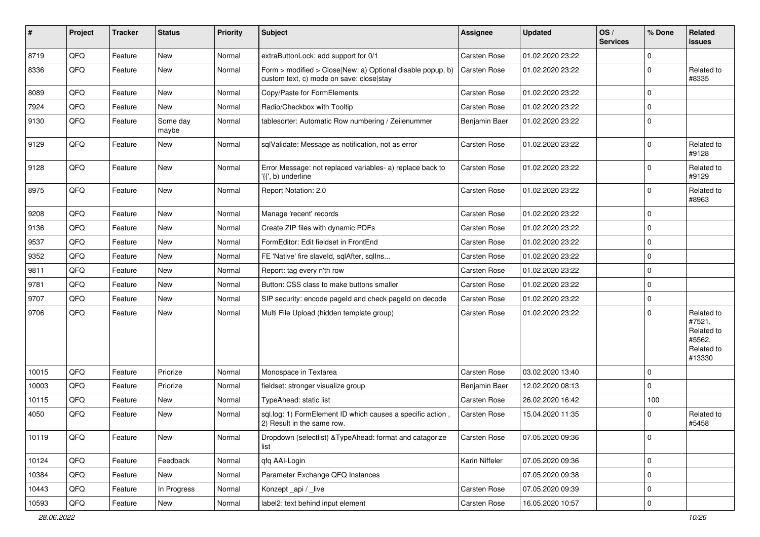| # | Project | Tracker | Status | Priority | Subject | Assignee | Updated | OS / Services | % Done | Related issues |
|---|---|---|---|---|---|---|---|---|---|---|
| 8719 | QFQ | Feature | New | Normal | extraButtonLock: add support for 0/1 | Carsten Rose | 01.02.2020 23:22 | | 0 | |
| 8336 | QFQ | Feature | New | Normal | Form > modified > Close\|New: a) Optional disable popup, b) custom text, c) mode on save: close\|stay | Carsten Rose | 01.02.2020 23:22 | | 0 | Related to #8335 |
| 8089 | QFQ | Feature | New | Normal | Copy/Paste for FormElements | Carsten Rose | 01.02.2020 23:22 | | 0 | |
| 7924 | QFQ | Feature | New | Normal | Radio/Checkbox with Tooltip | Carsten Rose | 01.02.2020 23:22 | | 0 | |
| 9130 | QFQ | Feature | Some day maybe | Normal | tablesorter: Automatic Row numbering / Zeilenummer | Benjamin Baer | 01.02.2020 23:22 | | 0 | |
| 9129 | QFQ | Feature | New | Normal | sqlValidate: Message as notification, not as error | Carsten Rose | 01.02.2020 23:22 | | 0 | Related to #9128 |
| 9128 | QFQ | Feature | New | Normal | Error Message: not replaced variables- a) replace back to '{{', b) underline | Carsten Rose | 01.02.2020 23:22 | | 0 | Related to #9129 |
| 8975 | QFQ | Feature | New | Normal | Report Notation: 2.0 | Carsten Rose | 01.02.2020 23:22 | | 0 | Related to #8963 |
| 9208 | QFQ | Feature | New | Normal | Manage 'recent' records | Carsten Rose | 01.02.2020 23:22 | | 0 | |
| 9136 | QFQ | Feature | New | Normal | Create ZIP files with dynamic PDFs | Carsten Rose | 01.02.2020 23:22 | | 0 | |
| 9537 | QFQ | Feature | New | Normal | FormEditor: Edit fieldset in FrontEnd | Carsten Rose | 01.02.2020 23:22 | | 0 | |
| 9352 | QFQ | Feature | New | Normal | FE 'Native' fire slaveId, sqlAfter, sqlIns... | Carsten Rose | 01.02.2020 23:22 | | 0 | |
| 9811 | QFQ | Feature | New | Normal | Report: tag every n'th row | Carsten Rose | 01.02.2020 23:22 | | 0 | |
| 9781 | QFQ | Feature | New | Normal | Button: CSS class to make buttons smaller | Carsten Rose | 01.02.2020 23:22 | | 0 | |
| 9707 | QFQ | Feature | New | Normal | SIP security: encode pageId and check pageId on decode | Carsten Rose | 01.02.2020 23:22 | | 0 | |
| 9706 | QFQ | Feature | New | Normal | Multi File Upload (hidden template group) | Carsten Rose | 01.02.2020 23:22 | | 0 | Related to #7521, Related to #5562, Related to #13330 |
| 10015 | QFQ | Feature | Priorize | Normal | Monospace in Textarea | Carsten Rose | 03.02.2020 13:40 | | 0 | |
| 10003 | QFQ | Feature | Priorize | Normal | fieldset: stronger visualize group | Benjamin Baer | 12.02.2020 08:13 | | 0 | |
| 10115 | QFQ | Feature | New | Normal | TypeAhead: static list | Carsten Rose | 26.02.2020 16:42 | | 100 | |
| 4050 | QFQ | Feature | New | Normal | sql.log: 1) FormElement ID which causes a specific action , 2) Result in the same row. | Carsten Rose | 15.04.2020 11:35 | | 0 | Related to #5458 |
| 10119 | QFQ | Feature | New | Normal | Dropdown (selectlist) &TypeAhead: format and catagorize list | Carsten Rose | 07.05.2020 09:36 | | 0 | |
| 10124 | QFQ | Feature | Feedback | Normal | qfq AAI-Login | Karin Niffeler | 07.05.2020 09:36 | | 0 | |
| 10384 | QFQ | Feature | New | Normal | Parameter Exchange QFQ Instances | | 07.05.2020 09:38 | | 0 | |
| 10443 | QFQ | Feature | In Progress | Normal | Konzept _api / _live | Carsten Rose | 07.05.2020 09:39 | | 0 | |
| 10593 | QFQ | Feature | New | Normal | label2: text behind input element | Carsten Rose | 16.05.2020 10:57 | | 0 | |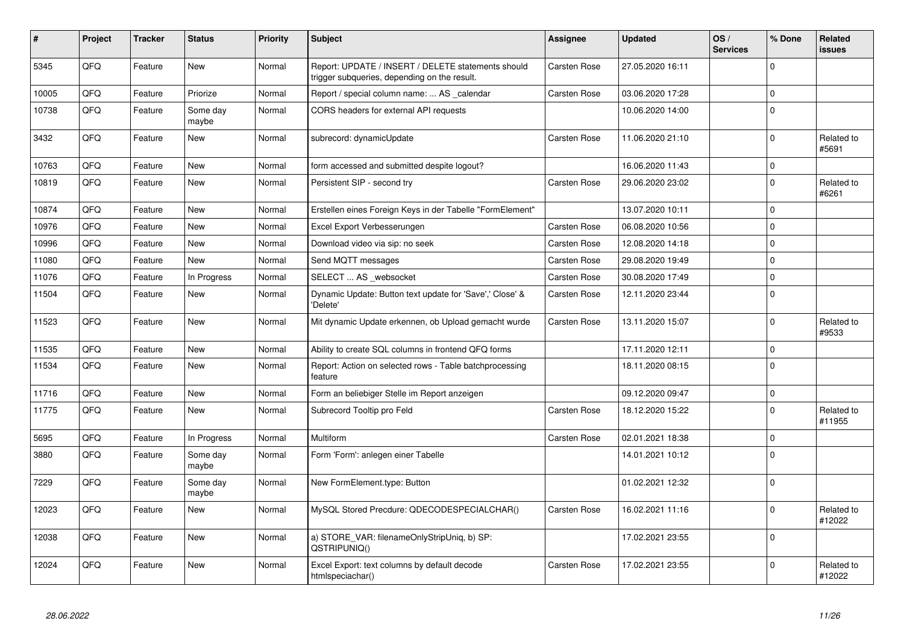| # | Project | Tracker | Status | Priority | Subject | Assignee | Updated | OS / Services | % Done | Related issues |
|---|---|---|---|---|---|---|---|---|---|---|
| 5345 | QFQ | Feature | New | Normal | Report: UPDATE / INSERT / DELETE statements should trigger subqueries, depending on the result. | Carsten Rose | 27.05.2020 16:11 | | 0 | |
| 10005 | QFQ | Feature | Priorize | Normal | Report / special column name: ... AS _calendar | Carsten Rose | 03.06.2020 17:28 | | 0 | |
| 10738 | QFQ | Feature | Some day maybe | Normal | CORS headers for external API requests | | 10.06.2020 14:00 | | 0 | |
| 3432 | QFQ | Feature | New | Normal | subrecord: dynamicUpdate | Carsten Rose | 11.06.2020 21:10 | | 0 | Related to #5691 |
| 10763 | QFQ | Feature | New | Normal | form accessed and submitted despite logout? | | 16.06.2020 11:43 | | 0 | |
| 10819 | QFQ | Feature | New | Normal | Persistent SIP - second try | Carsten Rose | 29.06.2020 23:02 | | 0 | Related to #6261 |
| 10874 | QFQ | Feature | New | Normal | Erstellen eines Foreign Keys in der Tabelle "FormElement" | | 13.07.2020 10:11 | | 0 | |
| 10976 | QFQ | Feature | New | Normal | Excel Export Verbesserungen | Carsten Rose | 06.08.2020 10:56 | | 0 | |
| 10996 | QFQ | Feature | New | Normal | Download video via sip: no seek | Carsten Rose | 12.08.2020 14:18 | | 0 | |
| 11080 | QFQ | Feature | New | Normal | Send MQTT messages | Carsten Rose | 29.08.2020 19:49 | | 0 | |
| 11076 | QFQ | Feature | In Progress | Normal | SELECT ... AS _websocket | Carsten Rose | 30.08.2020 17:49 | | 0 | |
| 11504 | QFQ | Feature | New | Normal | Dynamic Update: Button text update for 'Save',' Close' & 'Delete' | Carsten Rose | 12.11.2020 23:44 | | 0 | |
| 11523 | QFQ | Feature | New | Normal | Mit dynamic Update erkennen, ob Upload gemacht wurde | Carsten Rose | 13.11.2020 15:07 | | 0 | Related to #9533 |
| 11535 | QFQ | Feature | New | Normal | Ability to create SQL columns in frontend QFQ forms | | 17.11.2020 12:11 | | 0 | |
| 11534 | QFQ | Feature | New | Normal | Report: Action on selected rows - Table batchprocessing feature | | 18.11.2020 08:15 | | 0 | |
| 11716 | QFQ | Feature | New | Normal | Form an beliebiger Stelle im Report anzeigen | | 09.12.2020 09:47 | | 0 | |
| 11775 | QFQ | Feature | New | Normal | Subrecord Tooltip pro Feld | Carsten Rose | 18.12.2020 15:22 | | 0 | Related to #11955 |
| 5695 | QFQ | Feature | In Progress | Normal | Multiform | Carsten Rose | 02.01.2021 18:38 | | 0 | |
| 3880 | QFQ | Feature | Some day maybe | Normal | Form 'Form': anlegen einer Tabelle | | 14.01.2021 10:12 | | 0 | |
| 7229 | QFQ | Feature | Some day maybe | Normal | New FormElement.type: Button | | 01.02.2021 12:32 | | 0 | |
| 12023 | QFQ | Feature | New | Normal | MySQL Stored Precdure: QDECODESPECIALCHAR() | Carsten Rose | 16.02.2021 11:16 | | 0 | Related to #12022 |
| 12038 | QFQ | Feature | New | Normal | a) STORE_VAR: filenameOnlyStripUniq, b) SP: QSTRIPUNIQ() | | 17.02.2021 23:55 | | 0 | |
| 12024 | QFQ | Feature | New | Normal | Excel Export: text columns by default decode htmlspeciachar() | Carsten Rose | 17.02.2021 23:55 | | 0 | Related to #12022 |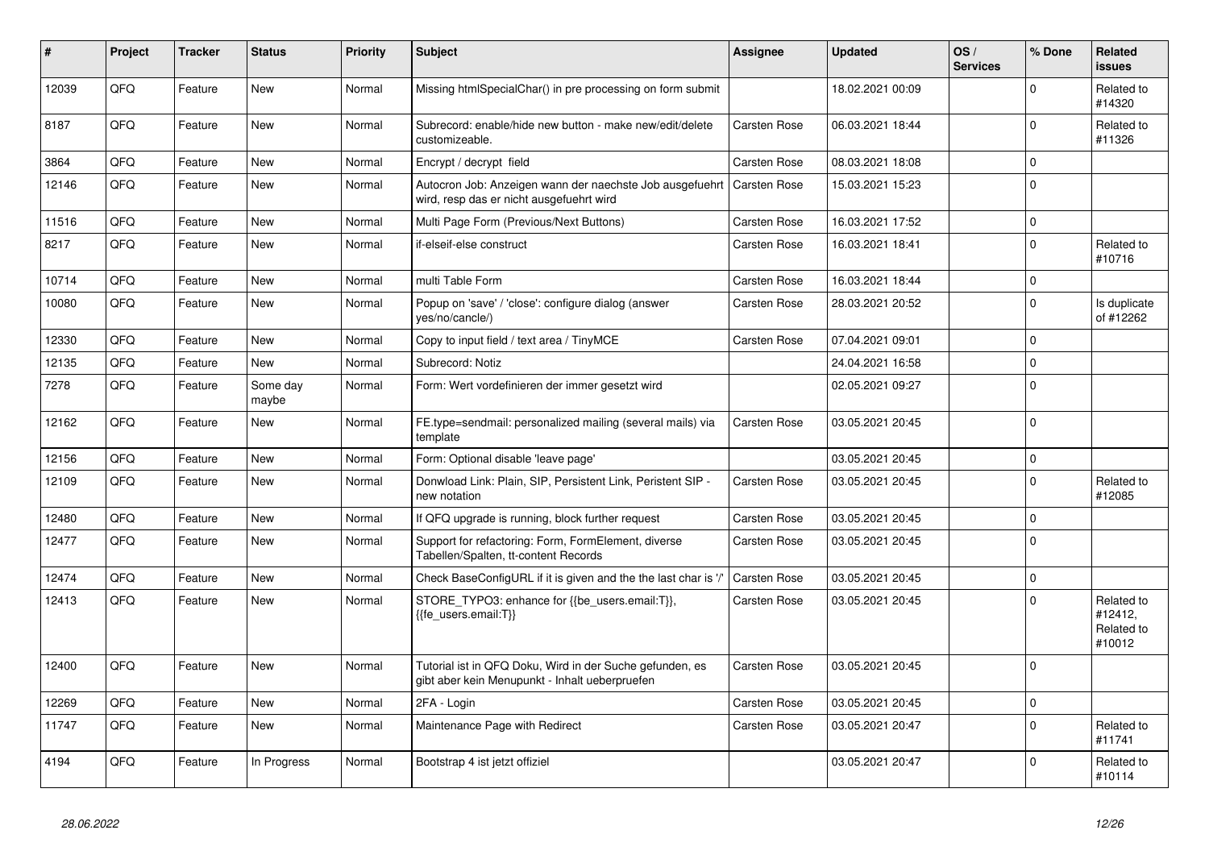| # | Project | Tracker | Status | Priority | Subject | Assignee | Updated | OS / Services | % Done | Related issues |
|---|---|---|---|---|---|---|---|---|---|---|
| 12039 | QFQ | Feature | New | Normal | Missing htmlSpecialChar() in pre processing on form submit | | 18.02.2021 00:09 | | 0 | Related to #14320 |
| 8187 | QFQ | Feature | New | Normal | Subrecord: enable/hide new button - make new/edit/delete customizeable. | Carsten Rose | 06.03.2021 18:44 | | 0 | Related to #11326 |
| 3864 | QFQ | Feature | New | Normal | Encrypt / decrypt field | Carsten Rose | 08.03.2021 18:08 | | 0 | |
| 12146 | QFQ | Feature | New | Normal | Autocron Job: Anzeigen wann der naechste Job ausgefuehrt wird, resp das er nicht ausgefuehrt wird | Carsten Rose | 15.03.2021 15:23 | | 0 | |
| 11516 | QFQ | Feature | New | Normal | Multi Page Form (Previous/Next Buttons) | Carsten Rose | 16.03.2021 17:52 | | 0 | |
| 8217 | QFQ | Feature | New | Normal | if-elseif-else construct | Carsten Rose | 16.03.2021 18:41 | | 0 | Related to #10716 |
| 10714 | QFQ | Feature | New | Normal | multi Table Form | Carsten Rose | 16.03.2021 18:44 | | 0 | |
| 10080 | QFQ | Feature | New | Normal | Popup on 'save' / 'close': configure dialog (answer yes/no/cancle/) | Carsten Rose | 28.03.2021 20:52 | | 0 | Is duplicate of #12262 |
| 12330 | QFQ | Feature | New | Normal | Copy to input field / text area / TinyMCE | Carsten Rose | 07.04.2021 09:01 | | 0 | |
| 12135 | QFQ | Feature | New | Normal | Subrecord: Notiz | | 24.04.2021 16:58 | | 0 | |
| 7278 | QFQ | Feature | Some day maybe | Normal | Form: Wert vordefinieren der immer gesetzt wird | | 02.05.2021 09:27 | | 0 | |
| 12162 | QFQ | Feature | New | Normal | FE.type=sendmail: personalized mailing (several mails) via template | Carsten Rose | 03.05.2021 20:45 | | 0 | |
| 12156 | QFQ | Feature | New | Normal | Form: Optional disable 'leave page' | | 03.05.2021 20:45 | | 0 | |
| 12109 | QFQ | Feature | New | Normal | Donwload Link: Plain, SIP, Persistent Link, Peristent SIP - new notation | Carsten Rose | 03.05.2021 20:45 | | 0 | Related to #12085 |
| 12480 | QFQ | Feature | New | Normal | If QFQ upgrade is running, block further request | Carsten Rose | 03.05.2021 20:45 | | 0 | |
| 12477 | QFQ | Feature | New | Normal | Support for refactoring: Form, FormElement, diverse Tabellen/Spalten, tt-content Records | Carsten Rose | 03.05.2021 20:45 | | 0 | |
| 12474 | QFQ | Feature | New | Normal | Check BaseConfigURL if it is given and the the last char is '/' | Carsten Rose | 03.05.2021 20:45 | | 0 | |
| 12413 | QFQ | Feature | New | Normal | STORE_TYPO3: enhance for {{be_users.email:T}}, {{fe_users.email:T}} | Carsten Rose | 03.05.2021 20:45 | | 0 | Related to #12412, Related to #10012 |
| 12400 | QFQ | Feature | New | Normal | Tutorial ist in QFQ Doku, Wird in der Suche gefunden, es gibt aber kein Menupunkt - Inhalt ueberpruefen | Carsten Rose | 03.05.2021 20:45 | | 0 | |
| 12269 | QFQ | Feature | New | Normal | 2FA - Login | Carsten Rose | 03.05.2021 20:45 | | 0 | |
| 11747 | QFQ | Feature | New | Normal | Maintenance Page with Redirect | Carsten Rose | 03.05.2021 20:47 | | 0 | Related to #11741 |
| 4194 | QFQ | Feature | In Progress | Normal | Bootstrap 4 ist jetzt offiziel | | 03.05.2021 20:47 | | 0 | Related to #10114 |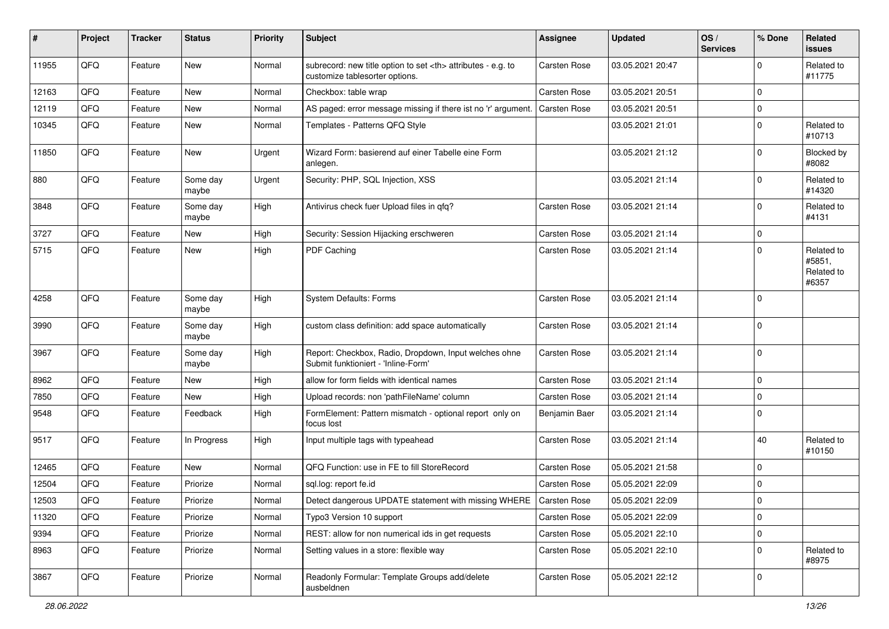| # | Project | Tracker | Status | Priority | Subject | Assignee | Updated | OS / Services | % Done | Related issues |
|---|---|---|---|---|---|---|---|---|---|---|
| 11955 | QFQ | Feature | New | Normal | subrecord: new title option to set <th> attributes - e.g. to customize tablesorter options. | Carsten Rose | 03.05.2021 20:47 | | 0 | Related to #11775 |
| 12163 | QFQ | Feature | New | Normal | Checkbox: table wrap | Carsten Rose | 03.05.2021 20:51 | | 0 | |
| 12119 | QFQ | Feature | New | Normal | AS paged: error message missing if there ist no 'r' argument. | Carsten Rose | 03.05.2021 20:51 | | 0 | |
| 10345 | QFQ | Feature | New | Normal | Templates - Patterns QFQ Style | | 03.05.2021 21:01 | | 0 | Related to #10713 |
| 11850 | QFQ | Feature | New | Urgent | Wizard Form: basierend auf einer Tabelle eine Form anlegen. | | 03.05.2021 21:12 | | 0 | Blocked by #8082 |
| 880 | QFQ | Feature | Some day maybe | Urgent | Security: PHP, SQL Injection, XSS | | 03.05.2021 21:14 | | 0 | Related to #14320 |
| 3848 | QFQ | Feature | Some day maybe | High | Antivirus check fuer Upload files in qfq? | Carsten Rose | 03.05.2021 21:14 | | 0 | Related to #4131 |
| 3727 | QFQ | Feature | New | High | Security: Session Hijacking erschweren | Carsten Rose | 03.05.2021 21:14 | | 0 | |
| 5715 | QFQ | Feature | New | High | PDF Caching | Carsten Rose | 03.05.2021 21:14 | | 0 | Related to #5851, Related to #6357 |
| 4258 | QFQ | Feature | Some day maybe | High | System Defaults: Forms | Carsten Rose | 03.05.2021 21:14 | | 0 | |
| 3990 | QFQ | Feature | Some day maybe | High | custom class definition: add space automatically | Carsten Rose | 03.05.2021 21:14 | | 0 | |
| 3967 | QFQ | Feature | Some day maybe | High | Report: Checkbox, Radio, Dropdown, Input welches ohne Submit funktioniert - 'Inline-Form' | Carsten Rose | 03.05.2021 21:14 | | 0 | |
| 8962 | QFQ | Feature | New | High | allow for form fields with identical names | Carsten Rose | 03.05.2021 21:14 | | 0 | |
| 7850 | QFQ | Feature | New | High | Upload records: non 'pathFileName' column | Carsten Rose | 03.05.2021 21:14 | | 0 | |
| 9548 | QFQ | Feature | Feedback | High | FormElement: Pattern mismatch - optional report only on focus lost | Benjamin Baer | 03.05.2021 21:14 | | 0 | |
| 9517 | QFQ | Feature | In Progress | High | Input multiple tags with typeahead | Carsten Rose | 03.05.2021 21:14 | | 40 | Related to #10150 |
| 12465 | QFQ | Feature | New | Normal | QFQ Function: use in FE to fill StoreRecord | Carsten Rose | 05.05.2021 21:58 | | 0 | |
| 12504 | QFQ | Feature | Priorize | Normal | sql.log: report fe.id | Carsten Rose | 05.05.2021 22:09 | | 0 | |
| 12503 | QFQ | Feature | Priorize | Normal | Detect dangerous UPDATE statement with missing WHERE | Carsten Rose | 05.05.2021 22:09 | | 0 | |
| 11320 | QFQ | Feature | Priorize | Normal | Typo3 Version 10 support | Carsten Rose | 05.05.2021 22:09 | | 0 | |
| 9394 | QFQ | Feature | Priorize | Normal | REST: allow for non numerical ids in get requests | Carsten Rose | 05.05.2021 22:10 | | 0 | |
| 8963 | QFQ | Feature | Priorize | Normal | Setting values in a store: flexible way | Carsten Rose | 05.05.2021 22:10 | | 0 | Related to #8975 |
| 3867 | QFQ | Feature | Priorize | Normal | Readonly Formular: Template Groups add/delete ausbeldnen | Carsten Rose | 05.05.2021 22:12 | | 0 | |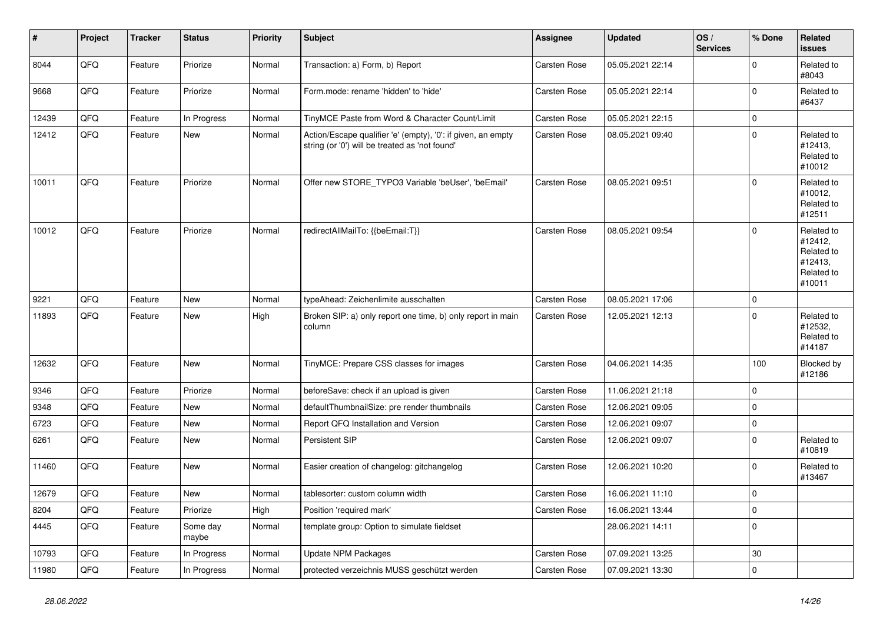| # | Project | Tracker | Status | Priority | Subject | Assignee | Updated | OS / Services | % Done | Related issues |
|---|---|---|---|---|---|---|---|---|---|---|
| 8044 | QFQ | Feature | Priorize | Normal | Transaction: a) Form, b) Report | Carsten Rose | 05.05.2021 22:14 | | 0 | Related to #8043 |
| 9668 | QFQ | Feature | Priorize | Normal | Form.mode: rename 'hidden' to 'hide' | Carsten Rose | 05.05.2021 22:14 | | 0 | Related to #6437 |
| 12439 | QFQ | Feature | In Progress | Normal | TinyMCE Paste from Word & Character Count/Limit | Carsten Rose | 05.05.2021 22:15 | | 0 | |
| 12412 | QFQ | Feature | New | Normal | Action/Escape qualifier 'e' (empty), '0': if given, an empty string (or '0') will be treated as 'not found' | Carsten Rose | 08.05.2021 09:40 | | 0 | Related to #12413, Related to #10012 |
| 10011 | QFQ | Feature | Priorize | Normal | Offer new STORE_TYPO3 Variable 'beUser', 'beEmail' | Carsten Rose | 08.05.2021 09:51 | | 0 | Related to #10012, Related to #12511 |
| 10012 | QFQ | Feature | Priorize | Normal | redirectAllMailTo: {{beEmail:T}} | Carsten Rose | 08.05.2021 09:54 | | 0 | Related to #12412, Related to #12413, Related to #10011 |
| 9221 | QFQ | Feature | New | Normal | typeAhead: Zeichenlimite ausschalten | Carsten Rose | 08.05.2021 17:06 | | 0 | |
| 11893 | QFQ | Feature | New | High | Broken SIP: a) only report one time, b) only report in main column | Carsten Rose | 12.05.2021 12:13 | | 0 | Related to #12532, Related to #14187 |
| 12632 | QFQ | Feature | New | Normal | TinyMCE: Prepare CSS classes for images | Carsten Rose | 04.06.2021 14:35 | | 100 | Blocked by #12186 |
| 9346 | QFQ | Feature | Priorize | Normal | beforeSave: check if an upload is given | Carsten Rose | 11.06.2021 21:18 | | 0 | |
| 9348 | QFQ | Feature | New | Normal | defaultThumbnailSize: pre render thumbnails | Carsten Rose | 12.06.2021 09:05 | | 0 | |
| 6723 | QFQ | Feature | New | Normal | Report QFQ Installation and Version | Carsten Rose | 12.06.2021 09:07 | | 0 | |
| 6261 | QFQ | Feature | New | Normal | Persistent SIP | Carsten Rose | 12.06.2021 09:07 | | 0 | Related to #10819 |
| 11460 | QFQ | Feature | New | Normal | Easier creation of changelog: gitchangelog | Carsten Rose | 12.06.2021 10:20 | | 0 | Related to #13467 |
| 12679 | QFQ | Feature | New | Normal | tablesorter: custom column width | Carsten Rose | 16.06.2021 11:10 | | 0 | |
| 8204 | QFQ | Feature | Priorize | High | Position 'required mark' | Carsten Rose | 16.06.2021 13:44 | | 0 | |
| 4445 | QFQ | Feature | Some day maybe | Normal | template group: Option to simulate fieldset | | 28.06.2021 14:11 | | 0 | |
| 10793 | QFQ | Feature | In Progress | Normal | Update NPM Packages | Carsten Rose | 07.09.2021 13:25 | | 30 | |
| 11980 | QFQ | Feature | In Progress | Normal | protected verzeichnis MUSS geschützt werden | Carsten Rose | 07.09.2021 13:30 | | 0 | |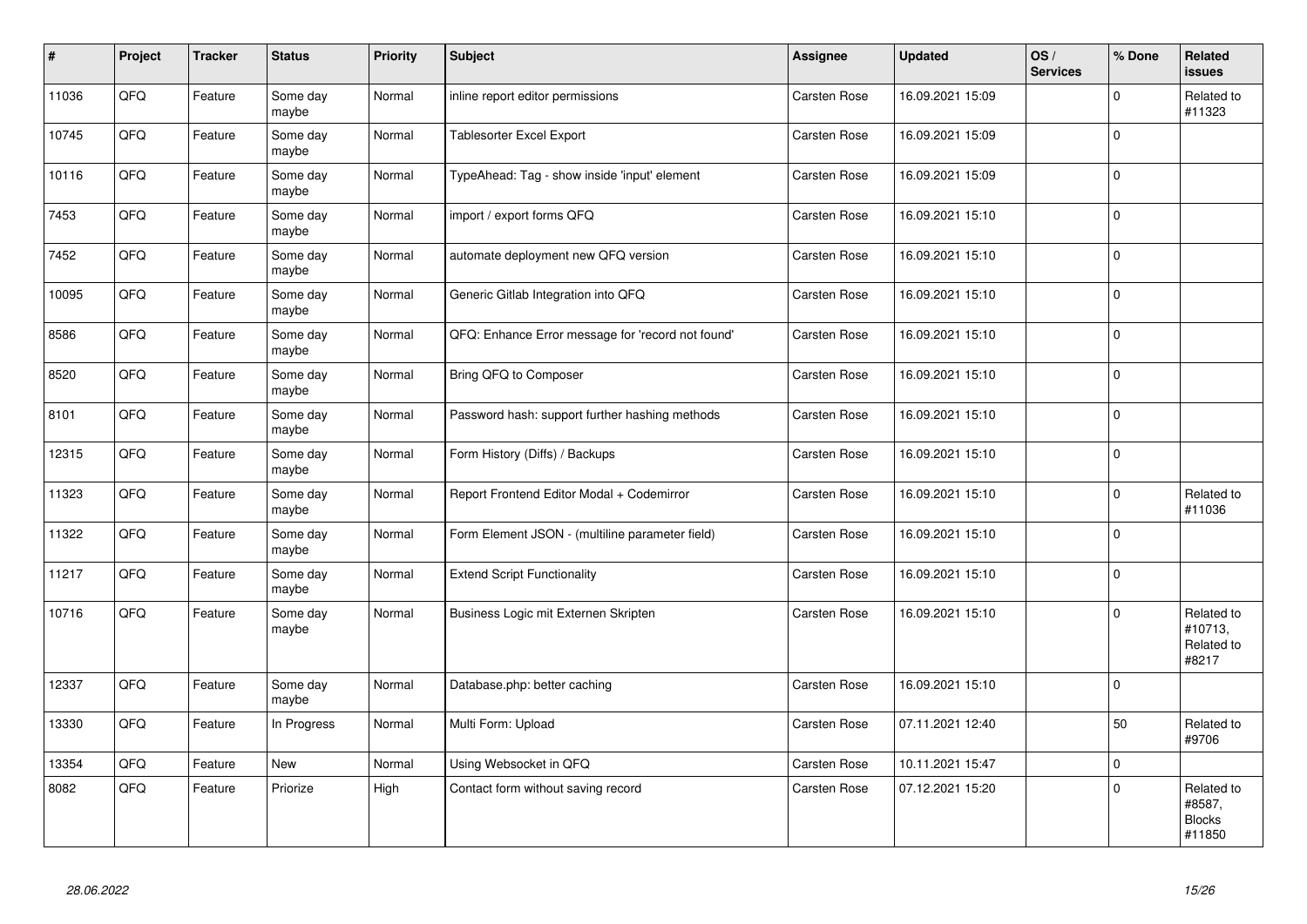| # | Project | Tracker | Status | Priority | Subject | Assignee | Updated | OS / Services | % Done | Related issues |
|---|---|---|---|---|---|---|---|---|---|---|
| 11036 | QFQ | Feature | Some day maybe | Normal | inline report editor permissions | Carsten Rose | 16.09.2021 15:09 | | 0 | Related to #11323 |
| 10745 | QFQ | Feature | Some day maybe | Normal | Tablesorter Excel Export | Carsten Rose | 16.09.2021 15:09 | | 0 | |
| 10116 | QFQ | Feature | Some day maybe | Normal | TypeAhead: Tag - show inside 'input' element | Carsten Rose | 16.09.2021 15:09 | | 0 | |
| 7453 | QFQ | Feature | Some day maybe | Normal | import / export forms QFQ | Carsten Rose | 16.09.2021 15:10 | | 0 | |
| 7452 | QFQ | Feature | Some day maybe | Normal | automate deployment new QFQ version | Carsten Rose | 16.09.2021 15:10 | | 0 | |
| 10095 | QFQ | Feature | Some day maybe | Normal | Generic Gitlab Integration into QFQ | Carsten Rose | 16.09.2021 15:10 | | 0 | |
| 8586 | QFQ | Feature | Some day maybe | Normal | QFQ: Enhance Error message for 'record not found' | Carsten Rose | 16.09.2021 15:10 | | 0 | |
| 8520 | QFQ | Feature | Some day maybe | Normal | Bring QFQ to Composer | Carsten Rose | 16.09.2021 15:10 | | 0 | |
| 8101 | QFQ | Feature | Some day maybe | Normal | Password hash: support further hashing methods | Carsten Rose | 16.09.2021 15:10 | | 0 | |
| 12315 | QFQ | Feature | Some day maybe | Normal | Form History (Diffs) / Backups | Carsten Rose | 16.09.2021 15:10 | | 0 | |
| 11323 | QFQ | Feature | Some day maybe | Normal | Report Frontend Editor Modal + Codemirror | Carsten Rose | 16.09.2021 15:10 | | 0 | Related to #11036 |
| 11322 | QFQ | Feature | Some day maybe | Normal | Form Element JSON - (multiline parameter field) | Carsten Rose | 16.09.2021 15:10 | | 0 | |
| 11217 | QFQ | Feature | Some day maybe | Normal | Extend Script Functionality | Carsten Rose | 16.09.2021 15:10 | | 0 | |
| 10716 | QFQ | Feature | Some day maybe | Normal | Business Logic mit Externen Skripten | Carsten Rose | 16.09.2021 15:10 | | 0 | Related to #10713, Related to #8217 |
| 12337 | QFQ | Feature | Some day maybe | Normal | Database.php: better caching | Carsten Rose | 16.09.2021 15:10 | | 0 | |
| 13330 | QFQ | Feature | In Progress | Normal | Multi Form: Upload | Carsten Rose | 07.11.2021 12:40 | | 50 | Related to #9706 |
| 13354 | QFQ | Feature | New | Normal | Using Websocket in QFQ | Carsten Rose | 10.11.2021 15:47 | | 0 | |
| 8082 | QFQ | Feature | Priorize | High | Contact form without saving record | Carsten Rose | 07.12.2021 15:20 | | 0 | Related to #8587, Blocks #11850 |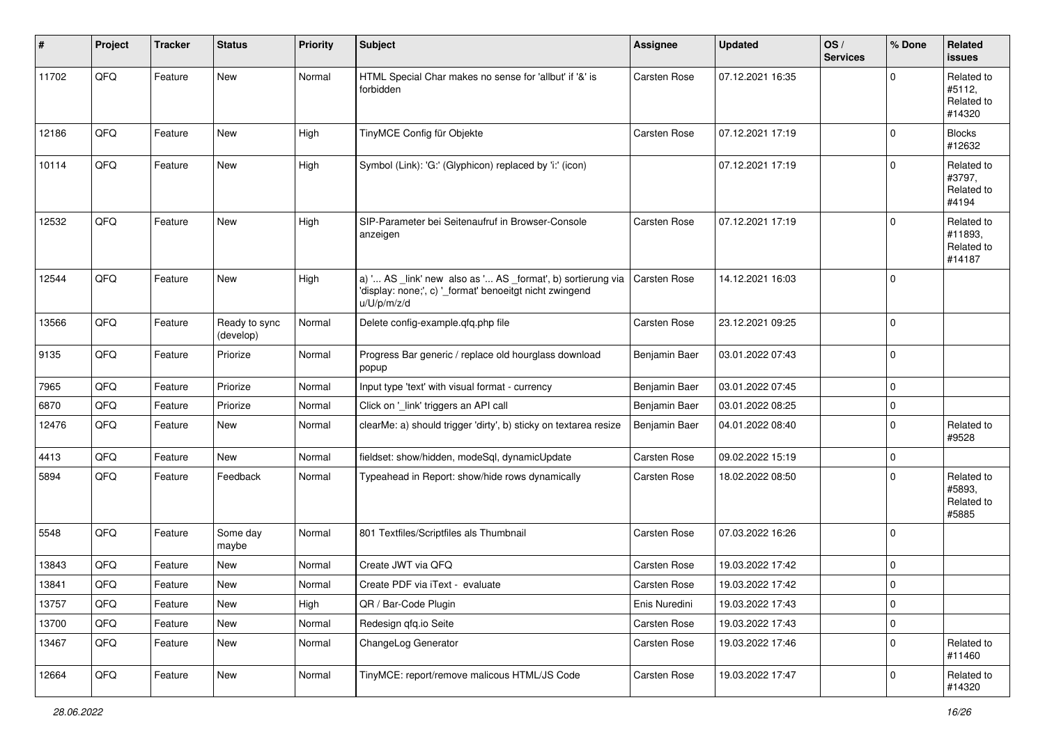| # | Project | Tracker | Status | Priority | Subject | Assignee | Updated | OS / Services | % Done | Related issues |
|---|---|---|---|---|---|---|---|---|---|---|
| 11702 | QFQ | Feature | New | Normal | HTML Special Char makes no sense for 'allbut' if '&' is forbidden | Carsten Rose | 07.12.2021 16:35 | | 0 | Related to #5112, Related to #14320 |
| 12186 | QFQ | Feature | New | High | TinyMCE Config für Objekte | Carsten Rose | 07.12.2021 17:19 | | 0 | Blocks #12632 |
| 10114 | QFQ | Feature | New | High | Symbol (Link): 'G:' (Glyphicon) replaced by 'i:' (icon) | | 07.12.2021 17:19 | | 0 | Related to #3797, Related to #4194 |
| 12532 | QFQ | Feature | New | High | SIP-Parameter bei Seitenaufruf in Browser-Console anzeigen | Carsten Rose | 07.12.2021 17:19 | | 0 | Related to #11893, Related to #14187 |
| 12544 | QFQ | Feature | New | High | a) '... AS _link' new also as '... AS _format', b) sortierung via 'display: none;', c) '_format' benoeitgt nicht zwingend u/U/p/m/z/d | Carsten Rose | 14.12.2021 16:03 | | 0 | |
| 13566 | QFQ | Feature | Ready to sync (develop) | Normal | Delete config-example.qfq.php file | Carsten Rose | 23.12.2021 09:25 | | 0 | |
| 9135 | QFQ | Feature | Priorize | Normal | Progress Bar generic / replace old hourglass download popup | Benjamin Baer | 03.01.2022 07:43 | | 0 | |
| 7965 | QFQ | Feature | Priorize | Normal | Input type 'text' with visual format - currency | Benjamin Baer | 03.01.2022 07:45 | | 0 | |
| 6870 | QFQ | Feature | Priorize | Normal | Click on '_link' triggers an API call | Benjamin Baer | 03.01.2022 08:25 | | 0 | |
| 12476 | QFQ | Feature | New | Normal | clearMe: a) should trigger 'dirty', b) sticky on textarea resize | Benjamin Baer | 04.01.2022 08:40 | | 0 | Related to #9528 |
| 4413 | QFQ | Feature | New | Normal | fieldset: show/hidden, modeSql, dynamicUpdate | Carsten Rose | 09.02.2022 15:19 | | 0 | |
| 5894 | QFQ | Feature | Feedback | Normal | Typeahead in Report: show/hide rows dynamically | Carsten Rose | 18.02.2022 08:50 | | 0 | Related to #5893, Related to #5885 |
| 5548 | QFQ | Feature | Some day maybe | Normal | 801 Textfiles/Scriptfiles als Thumbnail | Carsten Rose | 07.03.2022 16:26 | | 0 | |
| 13843 | QFQ | Feature | New | Normal | Create JWT via QFQ | Carsten Rose | 19.03.2022 17:42 | | 0 | |
| 13841 | QFQ | Feature | New | Normal | Create PDF via iText - evaluate | Carsten Rose | 19.03.2022 17:42 | | 0 | |
| 13757 | QFQ | Feature | New | High | QR / Bar-Code Plugin | Enis Nuredini | 19.03.2022 17:43 | | 0 | |
| 13700 | QFQ | Feature | New | Normal | Redesign qfq.io Seite | Carsten Rose | 19.03.2022 17:43 | | 0 | |
| 13467 | QFQ | Feature | New | Normal | ChangeLog Generator | Carsten Rose | 19.03.2022 17:46 | | 0 | Related to #11460 |
| 12664 | QFQ | Feature | New | Normal | TinyMCE: report/remove malicous HTML/JS Code | Carsten Rose | 19.03.2022 17:47 | | 0 | Related to #14320 |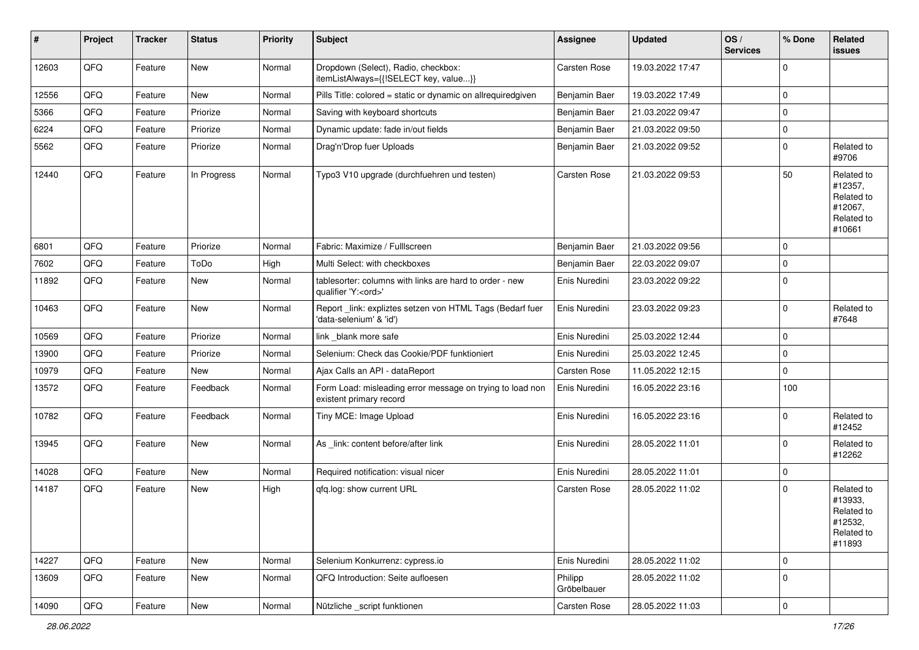| # | Project | Tracker | Status | Priority | Subject | Assignee | Updated | OS / Services | % Done | Related issues |
|---|---|---|---|---|---|---|---|---|---|---|
| 12603 | QFQ | Feature | New | Normal | Dropdown (Select), Radio, checkbox: itemListAlways={{!SELECT key, value...}} | Carsten Rose | 19.03.2022 17:47 | | 0 | |
| 12556 | QFQ | Feature | New | Normal | Pills Title: colored = static or dynamic on allrequiredgiven | Benjamin Baer | 19.03.2022 17:49 | | 0 | |
| 5366 | QFQ | Feature | Priorize | Normal | Saving with keyboard shortcuts | Benjamin Baer | 21.03.2022 09:47 | | 0 | |
| 6224 | QFQ | Feature | Priorize | Normal | Dynamic update: fade in/out fields | Benjamin Baer | 21.03.2022 09:50 | | 0 | |
| 5562 | QFQ | Feature | Priorize | Normal | Drag'n'Drop fuer Uploads | Benjamin Baer | 21.03.2022 09:52 | | 0 | Related to #9706 |
| 12440 | QFQ | Feature | In Progress | Normal | Typo3 V10 upgrade (durchfuehren und testen) | Carsten Rose | 21.03.2022 09:53 | | 50 | Related to #12357, Related to #12067, Related to #10661 |
| 6801 | QFQ | Feature | Priorize | Normal | Fabric: Maximize / Fulllscreen | Benjamin Baer | 21.03.2022 09:56 | | 0 | |
| 7602 | QFQ | Feature | ToDo | High | Multi Select: with checkboxes | Benjamin Baer | 22.03.2022 09:07 | | 0 | |
| 11892 | QFQ | Feature | New | Normal | tablesorter: columns with links are hard to order - new qualifier 'Y:<ord>' | Enis Nuredini | 23.03.2022 09:22 | | 0 | |
| 10463 | QFQ | Feature | New | Normal | Report _link: expliztes setzen von HTML Tags (Bedarf fuer 'data-selenium' & 'id') | Enis Nuredini | 23.03.2022 09:23 | | 0 | Related to #7648 |
| 10569 | QFQ | Feature | Priorize | Normal | link _blank more safe | Enis Nuredini | 25.03.2022 12:44 | | 0 | |
| 13900 | QFQ | Feature | Priorize | Normal | Selenium: Check das Cookie/PDF funktioniert | Enis Nuredini | 25.03.2022 12:45 | | 0 | |
| 10979 | QFQ | Feature | New | Normal | Ajax Calls an API - dataReport | Carsten Rose | 11.05.2022 12:15 | | 0 | |
| 13572 | QFQ | Feature | Feedback | Normal | Form Load: misleading error message on trying to load non existent primary record | Enis Nuredini | 16.05.2022 23:16 | | 100 | |
| 10782 | QFQ | Feature | Feedback | Normal | Tiny MCE: Image Upload | Enis Nuredini | 16.05.2022 23:16 | | 0 | Related to #12452 |
| 13945 | QFQ | Feature | New | Normal | As _link: content before/after link | Enis Nuredini | 28.05.2022 11:01 | | 0 | Related to #12262 |
| 14028 | QFQ | Feature | New | Normal | Required notification: visual nicer | Enis Nuredini | 28.05.2022 11:01 | | 0 | |
| 14187 | QFQ | Feature | New | High | qfq.log: show current URL | Carsten Rose | 28.05.2022 11:02 | | 0 | Related to #13933, Related to #12532, Related to #11893 |
| 14227 | QFQ | Feature | New | Normal | Selenium Konkurrenz: cypress.io | Enis Nuredini | 28.05.2022 11:02 | | 0 | |
| 13609 | QFQ | Feature | New | Normal | QFQ Introduction: Seite aufloesen | Philipp Gröbelbauer | 28.05.2022 11:02 | | 0 | |
| 14090 | QFQ | Feature | New | Normal | Nützliche _script funktionen | Carsten Rose | 28.05.2022 11:03 | | 0 | |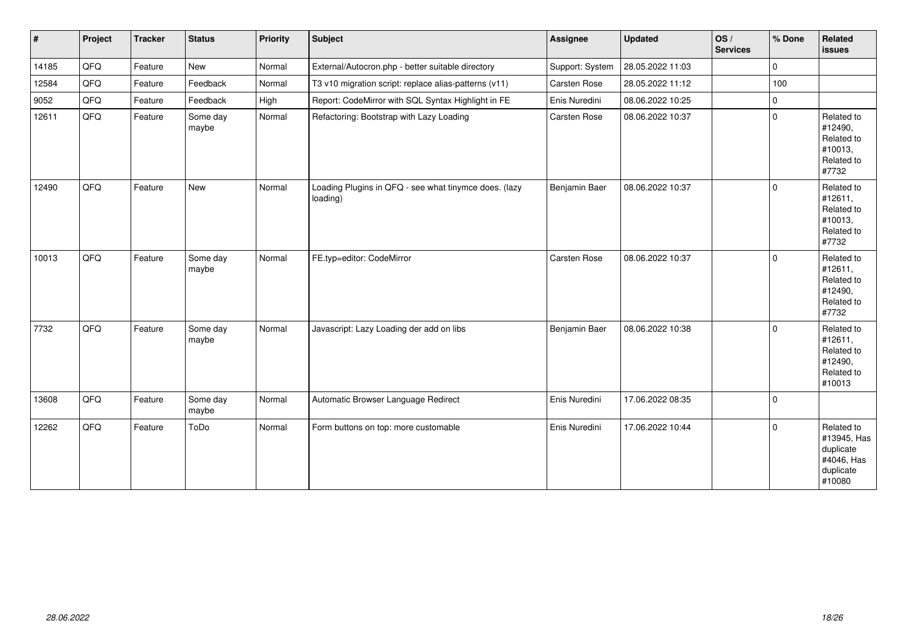| # | Project | Tracker | Status | Priority | Subject | Assignee | Updated | OS / Services | % Done | Related issues |
|---|---|---|---|---|---|---|---|---|---|---|
| 14185 | QFQ | Feature | New | Normal | External/Autocron.php - better suitable directory | Support: System | 28.05.2022 11:03 | | 0 | |
| 12584 | QFQ | Feature | Feedback | Normal | T3 v10 migration script: replace alias-patterns (v11) | Carsten Rose | 28.05.2022 11:12 | | 100 | |
| 9052 | QFQ | Feature | Feedback | High | Report: CodeMirror with SQL Syntax Highlight in FE | Enis Nuredini | 08.06.2022 10:25 | | 0 | |
| 12611 | QFQ | Feature | Some day maybe | Normal | Refactoring: Bootstrap with Lazy Loading | Carsten Rose | 08.06.2022 10:37 | | 0 | Related to #12490, Related to #10013, Related to #7732 |
| 12490 | QFQ | Feature | New | Normal | Loading Plugins in QFQ - see what tinymce does. (lazy loading) | Benjamin Baer | 08.06.2022 10:37 | | 0 | Related to #12611, Related to #10013, Related to #7732 |
| 10013 | QFQ | Feature | Some day maybe | Normal | FE.typ=editor: CodeMirror | Carsten Rose | 08.06.2022 10:37 | | 0 | Related to #12611, Related to #12490, Related to #7732 |
| 7732 | QFQ | Feature | Some day maybe | Normal | Javascript: Lazy Loading der add on libs | Benjamin Baer | 08.06.2022 10:38 | | 0 | Related to #12611, Related to #12490, Related to #10013 |
| 13608 | QFQ | Feature | Some day maybe | Normal | Automatic Browser Language Redirect | Enis Nuredini | 17.06.2022 08:35 | | 0 | |
| 12262 | QFQ | Feature | ToDo | Normal | Form buttons on top: more customable | Enis Nuredini | 17.06.2022 10:44 | | 0 | Related to #13945, Has duplicate #4046, Has duplicate #10080 |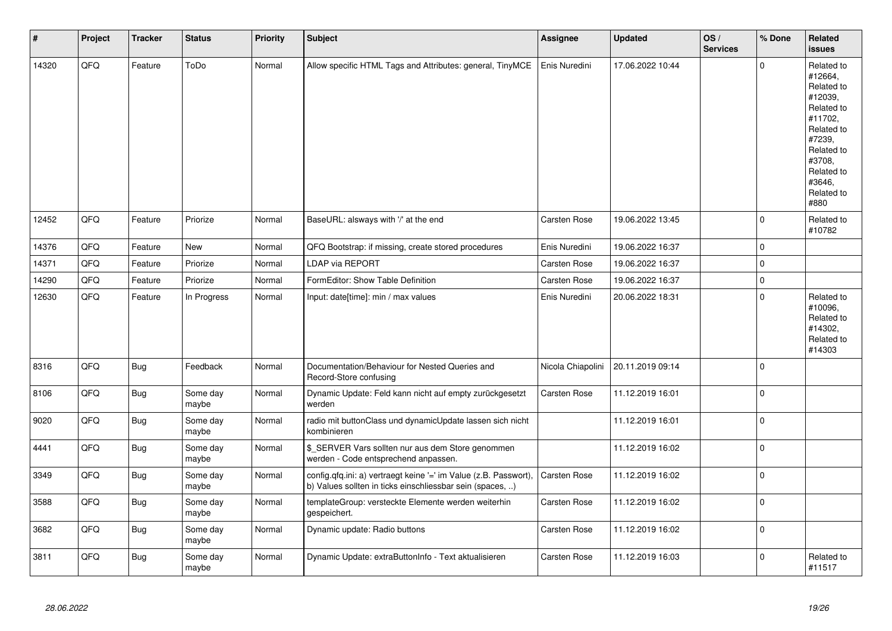| # | Project | Tracker | Status | Priority | Subject | Assignee | Updated | OS / Services | % Done | Related issues |
|---|---|---|---|---|---|---|---|---|---|---|
| 14320 | QFQ | Feature | ToDo | Normal | Allow specific HTML Tags and Attributes: general, TinyMCE | Enis Nuredini | 17.06.2022 10:44 | | 0 | Related to #12664, Related to #12039, Related to #11702, Related to #7239, Related to #3708, Related to #3646, Related to #880 |
| 12452 | QFQ | Feature | Priorize | Normal | BaseURL: alsways with '/' at the end | Carsten Rose | 19.06.2022 13:45 | | 0 | Related to #10782 |
| 14376 | QFQ | Feature | New | Normal | QFQ Bootstrap: if missing, create stored procedures | Enis Nuredini | 19.06.2022 16:37 | | 0 | |
| 14371 | QFQ | Feature | Priorize | Normal | LDAP via REPORT | Carsten Rose | 19.06.2022 16:37 | | 0 | |
| 14290 | QFQ | Feature | Priorize | Normal | FormEditor: Show Table Definition | Carsten Rose | 19.06.2022 16:37 | | 0 | |
| 12630 | QFQ | Feature | In Progress | Normal | Input: date[time]: min / max values | Enis Nuredini | 20.06.2022 18:31 | | 0 | Related to #10096, Related to #14302, Related to #14303 |
| 8316 | QFQ | Bug | Feedback | Normal | Documentation/Behaviour for Nested Queries and Record-Store confusing | Nicola Chiapolini | 20.11.2019 09:14 | | 0 | |
| 8106 | QFQ | Bug | Some day maybe | Normal | Dynamic Update: Feld kann nicht auf empty zurückgesetzt werden | Carsten Rose | 11.12.2019 16:01 | | 0 | |
| 9020 | QFQ | Bug | Some day maybe | Normal | radio mit buttonClass und dynamicUpdate lassen sich nicht kombinieren | | 11.12.2019 16:01 | | 0 | |
| 4441 | QFQ | Bug | Some day maybe | Normal | $_SERVER Vars sollten nur aus dem Store genommen werden - Code entsprechend anpassen. | | 11.12.2019 16:02 | | 0 | |
| 3349 | QFQ | Bug | Some day maybe | Normal | config.qfq.ini: a) vertraegt keine '=' im Value (z.B. Passwort), b) Values sollten in ticks einschliessbar sein (spaces, ..) | Carsten Rose | 11.12.2019 16:02 | | 0 | |
| 3588 | QFQ | Bug | Some day maybe | Normal | templateGroup: versteckte Elemente werden weiterhin gespeichert. | Carsten Rose | 11.12.2019 16:02 | | 0 | |
| 3682 | QFQ | Bug | Some day maybe | Normal | Dynamic update: Radio buttons | Carsten Rose | 11.12.2019 16:02 | | 0 | |
| 3811 | QFQ | Bug | Some day maybe | Normal | Dynamic Update: extraButtonInfo - Text aktualisieren | Carsten Rose | 11.12.2019 16:03 | | 0 | Related to #11517 |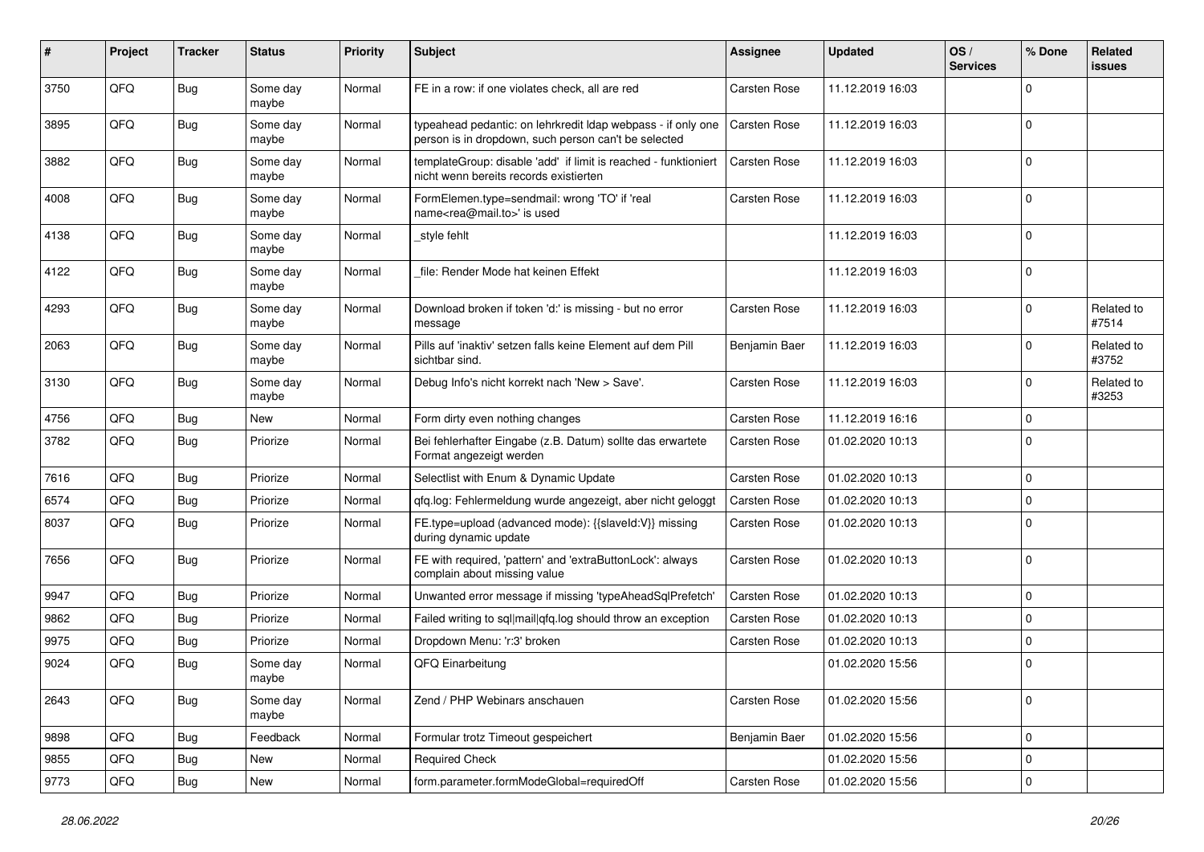| # | Project | Tracker | Status | Priority | Subject | Assignee | Updated | OS / Services | % Done | Related issues |
|---|---|---|---|---|---|---|---|---|---|---|
| 3750 | QFQ | Bug | Some day maybe | Normal | FE in a row: if one violates check, all are red | Carsten Rose | 11.12.2019 16:03 | | 0 | |
| 3895 | QFQ | Bug | Some day maybe | Normal | typeahead pedantic: on lehrkredit ldap webpass - if only one person is in dropdown, such person can't be selected | Carsten Rose | 11.12.2019 16:03 | | 0 | |
| 3882 | QFQ | Bug | Some day maybe | Normal | templateGroup: disable 'add' if limit is reached - funktioniert nicht wenn bereits records existierten | Carsten Rose | 11.12.2019 16:03 | | 0 | |
| 4008 | QFQ | Bug | Some day maybe | Normal | FormElemen.type=sendmail: wrong 'TO' if 'real name<rea@mail.to>' is used | Carsten Rose | 11.12.2019 16:03 | | 0 | |
| 4138 | QFQ | Bug | Some day maybe | Normal | _style fehlt | | 11.12.2019 16:03 | | 0 | |
| 4122 | QFQ | Bug | Some day maybe | Normal | _file: Render Mode hat keinen Effekt | | 11.12.2019 16:03 | | 0 | |
| 4293 | QFQ | Bug | Some day maybe | Normal | Download broken if token 'd:' is missing - but no error message | Carsten Rose | 11.12.2019 16:03 | | 0 | Related to #7514 |
| 2063 | QFQ | Bug | Some day maybe | Normal | Pills auf 'inaktiv' setzen falls keine Element auf dem Pill sichtbar sind. | Benjamin Baer | 11.12.2019 16:03 | | 0 | Related to #3752 |
| 3130 | QFQ | Bug | Some day maybe | Normal | Debug Info's nicht korrekt nach 'New > Save'. | Carsten Rose | 11.12.2019 16:03 | | 0 | Related to #3253 |
| 4756 | QFQ | Bug | New | Normal | Form dirty even nothing changes | Carsten Rose | 11.12.2019 16:16 | | 0 | |
| 3782 | QFQ | Bug | Priorize | Normal | Bei fehlerhafter Eingabe (z.B. Datum) sollte das erwartete Format angezeigt werden | Carsten Rose | 01.02.2020 10:13 | | 0 | |
| 7616 | QFQ | Bug | Priorize | Normal | Selectlist with Enum & Dynamic Update | Carsten Rose | 01.02.2020 10:13 | | 0 | |
| 6574 | QFQ | Bug | Priorize | Normal | qfq.log: Fehlermeldung wurde angezeigt, aber nicht geloggt | Carsten Rose | 01.02.2020 10:13 | | 0 | |
| 8037 | QFQ | Bug | Priorize | Normal | FE.type=upload (advanced mode): {{slaveId:V}} missing during dynamic update | Carsten Rose | 01.02.2020 10:13 | | 0 | |
| 7656 | QFQ | Bug | Priorize | Normal | FE with required, 'pattern' and 'extraButtonLock': always complain about missing value | Carsten Rose | 01.02.2020 10:13 | | 0 | |
| 9947 | QFQ | Bug | Priorize | Normal | Unwanted error message if missing 'typeAheadSqlPrefetch' | Carsten Rose | 01.02.2020 10:13 | | 0 | |
| 9862 | QFQ | Bug | Priorize | Normal | Failed writing to sql\|mail\|qfq.log should throw an exception | Carsten Rose | 01.02.2020 10:13 | | 0 | |
| 9975 | QFQ | Bug | Priorize | Normal | Dropdown Menu: 'r:3' broken | Carsten Rose | 01.02.2020 10:13 | | 0 | |
| 9024 | QFQ | Bug | Some day maybe | Normal | QFQ Einarbeitung | | 01.02.2020 15:56 | | 0 | |
| 2643 | QFQ | Bug | Some day maybe | Normal | Zend / PHP Webinars anschauen | Carsten Rose | 01.02.2020 15:56 | | 0 | |
| 9898 | QFQ | Bug | Feedback | Normal | Formular trotz Timeout gespeichert | Benjamin Baer | 01.02.2020 15:56 | | 0 | |
| 9855 | QFQ | Bug | New | Normal | Required Check | | 01.02.2020 15:56 | | 0 | |
| 9773 | QFQ | Bug | New | Normal | form.parameter.formModeGlobal=requiredOff | Carsten Rose | 01.02.2020 15:56 | | 0 | |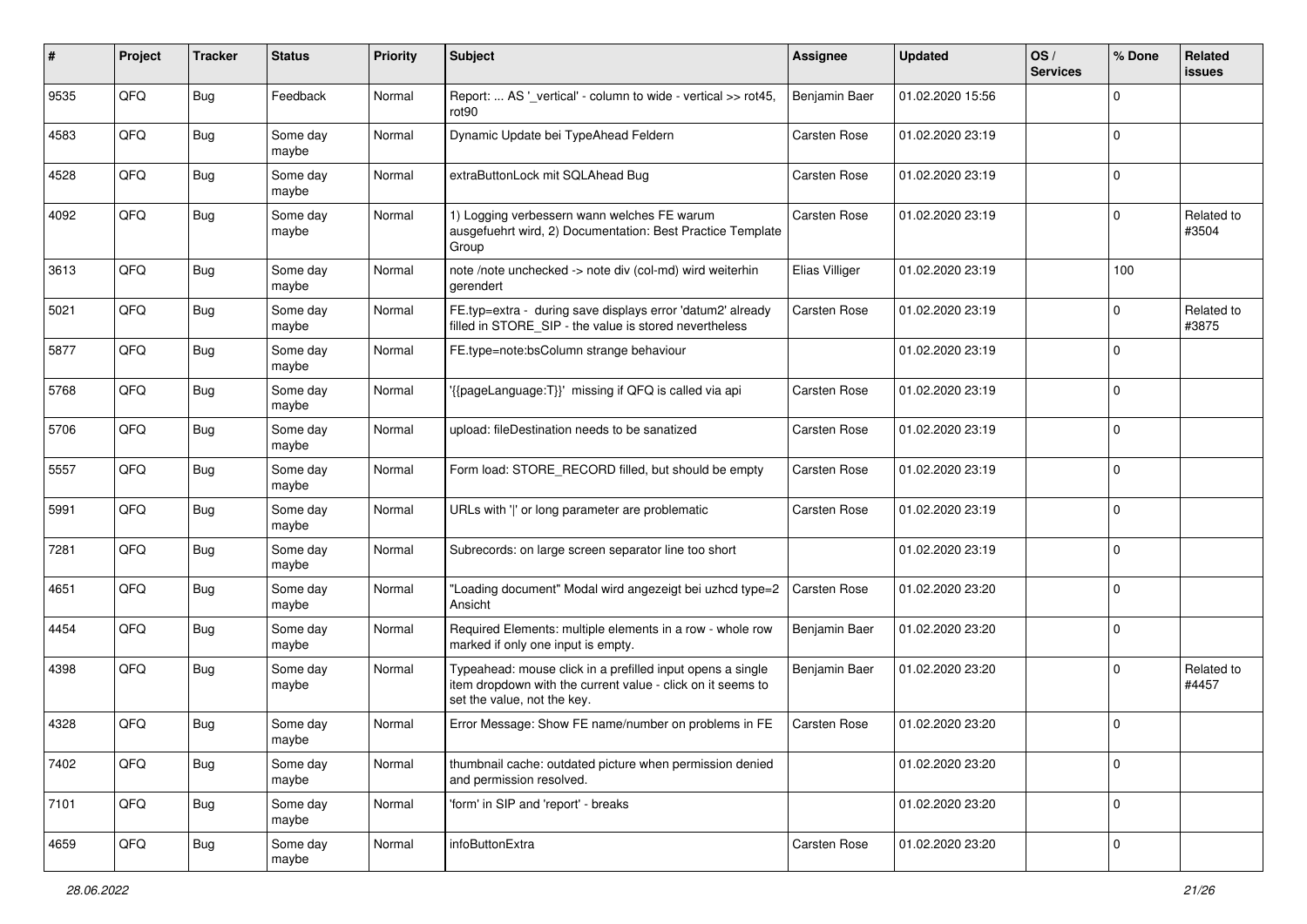| # | Project | Tracker | Status | Priority | Subject | Assignee | Updated | OS / Services | % Done | Related issues |
|---|---|---|---|---|---|---|---|---|---|---|
| 9535 | QFQ | Bug | Feedback | Normal | Report: ... AS '_vertical' - column to wide - vertical >> rot45, rot90 | Benjamin Baer | 01.02.2020 15:56 | | 0 | |
| 4583 | QFQ | Bug | Some day maybe | Normal | Dynamic Update bei TypeAhead Feldern | Carsten Rose | 01.02.2020 23:19 | | 0 | |
| 4528 | QFQ | Bug | Some day maybe | Normal | extraButtonLock mit SQLAhead Bug | Carsten Rose | 01.02.2020 23:19 | | 0 | |
| 4092 | QFQ | Bug | Some day maybe | Normal | 1) Logging verbessern wann welches FE warum ausgefuehrt wird, 2) Documentation: Best Practice Template Group | Carsten Rose | 01.02.2020 23:19 | | 0 | Related to #3504 |
| 3613 | QFQ | Bug | Some day maybe | Normal | note /note unchecked -> note div (col-md) wird weiterhin gerendert | Elias Villiger | 01.02.2020 23:19 | | 100 | |
| 5021 | QFQ | Bug | Some day maybe | Normal | FE.typ=extra - during save displays error 'datum2' already filled in STORE_SIP - the value is stored nevertheless | Carsten Rose | 01.02.2020 23:19 | | 0 | Related to #3875 |
| 5877 | QFQ | Bug | Some day maybe | Normal | FE.type=note:bsColumn strange behaviour | | 01.02.2020 23:19 | | 0 | |
| 5768 | QFQ | Bug | Some day maybe | Normal | '{{pageLanguage:T}}' missing if QFQ is called via api | Carsten Rose | 01.02.2020 23:19 | | 0 | |
| 5706 | QFQ | Bug | Some day maybe | Normal | upload: fileDestination needs to be sanatized | Carsten Rose | 01.02.2020 23:19 | | 0 | |
| 5557 | QFQ | Bug | Some day maybe | Normal | Form load: STORE_RECORD filled, but should be empty | Carsten Rose | 01.02.2020 23:19 | | 0 | |
| 5991 | QFQ | Bug | Some day maybe | Normal | URLs with '\|' or long parameter are problematic | Carsten Rose | 01.02.2020 23:19 | | 0 | |
| 7281 | QFQ | Bug | Some day maybe | Normal | Subrecords: on large screen separator line too short | | 01.02.2020 23:19 | | 0 | |
| 4651 | QFQ | Bug | Some day maybe | Normal | "Loading document" Modal wird angezeigt bei uzhcd type=2 Ansicht | Carsten Rose | 01.02.2020 23:20 | | 0 | |
| 4454 | QFQ | Bug | Some day maybe | Normal | Required Elements: multiple elements in a row - whole row marked if only one input is empty. | Benjamin Baer | 01.02.2020 23:20 | | 0 | |
| 4398 | QFQ | Bug | Some day maybe | Normal | Typeahead: mouse click in a prefilled input opens a single item dropdown with the current value - click on it seems to set the value, not the key. | Benjamin Baer | 01.02.2020 23:20 | | 0 | Related to #4457 |
| 4328 | QFQ | Bug | Some day maybe | Normal | Error Message: Show FE name/number on problems in FE | Carsten Rose | 01.02.2020 23:20 | | 0 | |
| 7402 | QFQ | Bug | Some day maybe | Normal | thumbnail cache: outdated picture when permission denied and permission resolved. | | 01.02.2020 23:20 | | 0 | |
| 7101 | QFQ | Bug | Some day maybe | Normal | 'form' in SIP and 'report' - breaks | | 01.02.2020 23:20 | | 0 | |
| 4659 | QFQ | Bug | Some day maybe | Normal | infoButtonExtra | Carsten Rose | 01.02.2020 23:20 | | 0 | |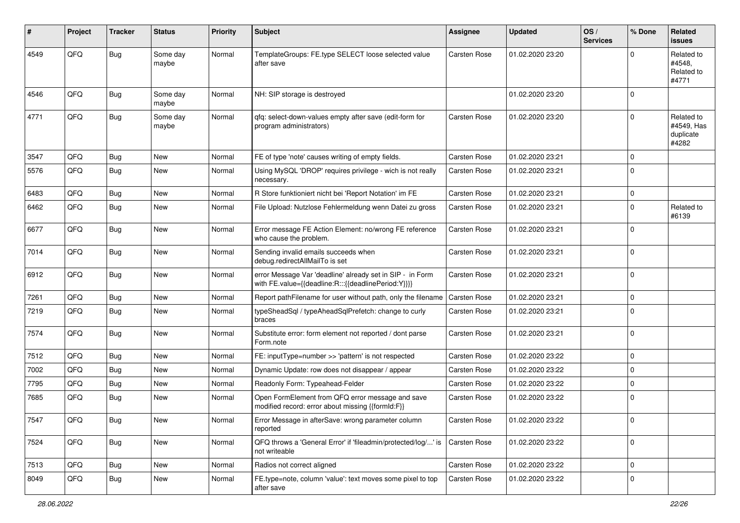| # | Project | Tracker | Status | Priority | Subject | Assignee | Updated | OS / Services | % Done | Related issues |
|---|---|---|---|---|---|---|---|---|---|---|
| 4549 | QFQ | Bug | Some day maybe | Normal | TemplateGroups: FE.type SELECT loose selected value after save | Carsten Rose | 01.02.2020 23:20 | | 0 | Related to #4548, Related to #4771 |
| 4546 | QFQ | Bug | Some day maybe | Normal | NH: SIP storage is destroyed | | 01.02.2020 23:20 | | 0 | |
| 4771 | QFQ | Bug | Some day maybe | Normal | qfq: select-down-values empty after save (edit-form for program administrators) | Carsten Rose | 01.02.2020 23:20 | | 0 | Related to #4549, Has duplicate #4282 |
| 3547 | QFQ | Bug | New | Normal | FE of type 'note' causes writing of empty fields. | Carsten Rose | 01.02.2020 23:21 | | 0 | |
| 5576 | QFQ | Bug | New | Normal | Using MySQL 'DROP' requires privilege - wich is not really necessary. | Carsten Rose | 01.02.2020 23:21 | | 0 | |
| 6483 | QFQ | Bug | New | Normal | R Store funktioniert nicht bei 'Report Notation' im FE | Carsten Rose | 01.02.2020 23:21 | | 0 | |
| 6462 | QFQ | Bug | New | Normal | File Upload: Nutzlose Fehlermeldung wenn Datei zu gross | Carsten Rose | 01.02.2020 23:21 | | 0 | Related to #6139 |
| 6677 | QFQ | Bug | New | Normal | Error message FE Action Element: no/wrong FE reference who cause the problem. | Carsten Rose | 01.02.2020 23:21 | | 0 | |
| 7014 | QFQ | Bug | New | Normal | Sending invalid emails succeeds when debug.redirectAllMailTo is set | Carsten Rose | 01.02.2020 23:21 | | 0 | |
| 6912 | QFQ | Bug | New | Normal | error Message Var 'deadline' already set in SIP - in Form with FE.value={{deadline:R:::{{deadlinePeriod:Y}}}} | Carsten Rose | 01.02.2020 23:21 | | 0 | |
| 7261 | QFQ | Bug | New | Normal | Report pathFilename for user without path, only the filename | Carsten Rose | 01.02.2020 23:21 | | 0 | |
| 7219 | QFQ | Bug | New | Normal | typeSheadSql / typeAheadSqlPrefetch: change to curly braces | Carsten Rose | 01.02.2020 23:21 | | 0 | |
| 7574 | QFQ | Bug | New | Normal | Substitute error: form element not reported / dont parse Form.note | Carsten Rose | 01.02.2020 23:21 | | 0 | |
| 7512 | QFQ | Bug | New | Normal | FE: inputType=number >> 'pattern' is not respected | Carsten Rose | 01.02.2020 23:22 | | 0 | |
| 7002 | QFQ | Bug | New | Normal | Dynamic Update: row does not disappear / appear | Carsten Rose | 01.02.2020 23:22 | | 0 | |
| 7795 | QFQ | Bug | New | Normal | Readonly Form: Typeahead-Felder | Carsten Rose | 01.02.2020 23:22 | | 0 | |
| 7685 | QFQ | Bug | New | Normal | Open FormElement from QFQ error message and save modified record: error about missing {{formId:F}} | Carsten Rose | 01.02.2020 23:22 | | 0 | |
| 7547 | QFQ | Bug | New | Normal | Error Message in afterSave: wrong parameter column reported | Carsten Rose | 01.02.2020 23:22 | | 0 | |
| 7524 | QFQ | Bug | New | Normal | QFQ throws a 'General Error' if 'fileadmin/protected/log/...' is not writeable | Carsten Rose | 01.02.2020 23:22 | | 0 | |
| 7513 | QFQ | Bug | New | Normal | Radios not correct aligned | Carsten Rose | 01.02.2020 23:22 | | 0 | |
| 8049 | QFQ | Bug | New | Normal | FE.type=note, column 'value': text moves some pixel to top after save | Carsten Rose | 01.02.2020 23:22 | | 0 | |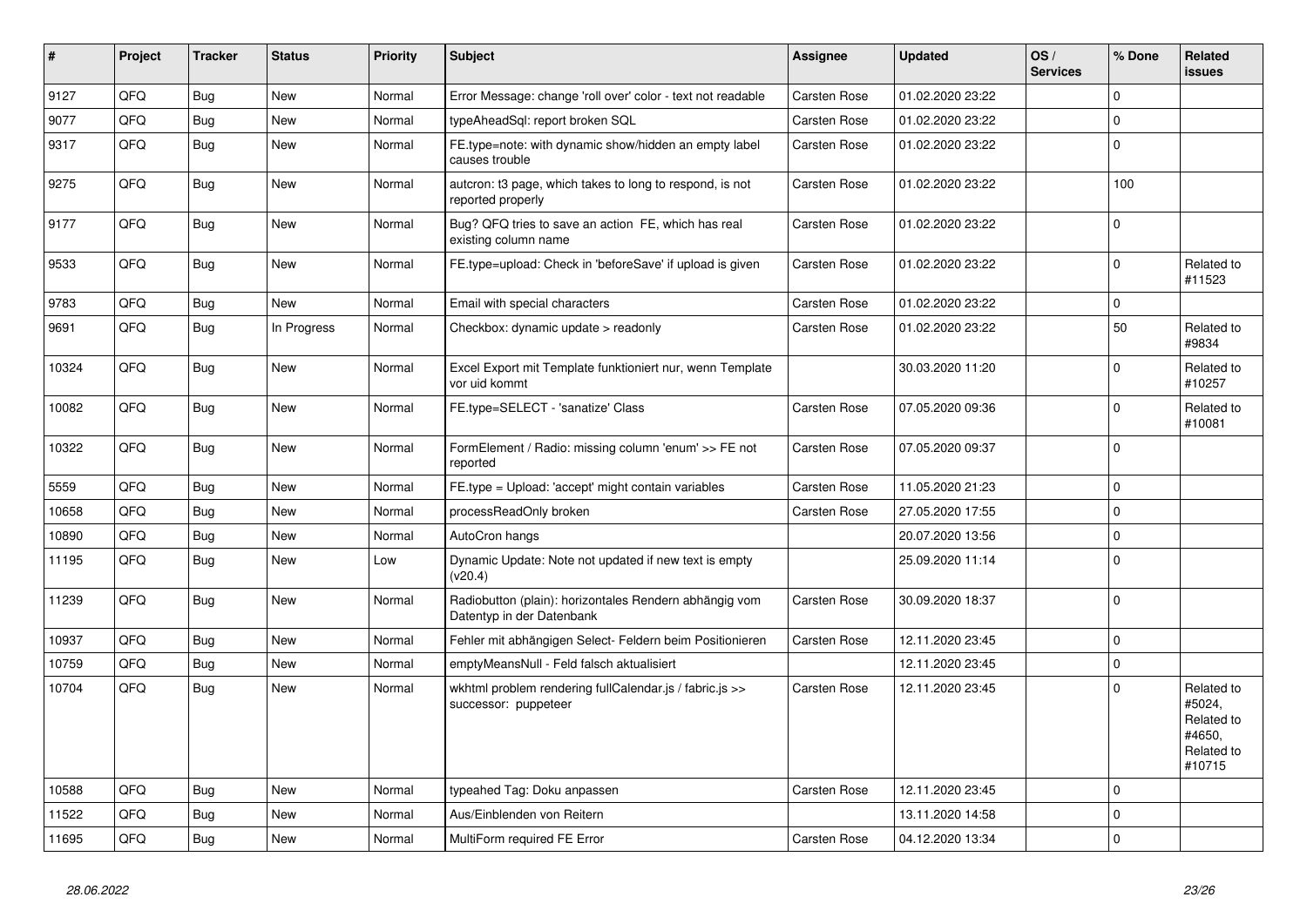| # | Project | Tracker | Status | Priority | Subject | Assignee | Updated | OS / Services | % Done | Related issues |
|---|---|---|---|---|---|---|---|---|---|---|
| 9127 | QFQ | Bug | New | Normal | Error Message: change 'roll over' color - text not readable | Carsten Rose | 01.02.2020 23:22 | | 0 | |
| 9077 | QFQ | Bug | New | Normal | typeAheadSql: report broken SQL | Carsten Rose | 01.02.2020 23:22 | | 0 | |
| 9317 | QFQ | Bug | New | Normal | FE.type=note: with dynamic show/hidden an empty label causes trouble | Carsten Rose | 01.02.2020 23:22 | | 0 | |
| 9275 | QFQ | Bug | New | Normal | autcron: t3 page, which takes to long to respond, is not reported properly | Carsten Rose | 01.02.2020 23:22 | | 100 | |
| 9177 | QFQ | Bug | New | Normal | Bug? QFQ tries to save an action FE, which has real existing column name | Carsten Rose | 01.02.2020 23:22 | | 0 | |
| 9533 | QFQ | Bug | New | Normal | FE.type=upload: Check in 'beforeSave' if upload is given | Carsten Rose | 01.02.2020 23:22 | | 0 | Related to #11523 |
| 9783 | QFQ | Bug | New | Normal | Email with special characters | Carsten Rose | 01.02.2020 23:22 | | 0 | |
| 9691 | QFQ | Bug | In Progress | Normal | Checkbox: dynamic update > readonly | Carsten Rose | 01.02.2020 23:22 | | 50 | Related to #9834 |
| 10324 | QFQ | Bug | New | Normal | Excel Export mit Template funktioniert nur, wenn Template vor uid kommt | | 30.03.2020 11:20 | | 0 | Related to #10257 |
| 10082 | QFQ | Bug | New | Normal | FE.type=SELECT - 'sanatize' Class | Carsten Rose | 07.05.2020 09:36 | | 0 | Related to #10081 |
| 10322 | QFQ | Bug | New | Normal | FormElement / Radio: missing column 'enum' >> FE not reported | Carsten Rose | 07.05.2020 09:37 | | 0 | |
| 5559 | QFQ | Bug | New | Normal | FE.type = Upload: 'accept' might contain variables | Carsten Rose | 11.05.2020 21:23 | | 0 | |
| 10658 | QFQ | Bug | New | Normal | processReadOnly broken | Carsten Rose | 27.05.2020 17:55 | | 0 | |
| 10890 | QFQ | Bug | New | Normal | AutoCron hangs | | 20.07.2020 13:56 | | 0 | |
| 11195 | QFQ | Bug | New | Low | Dynamic Update: Note not updated if new text is empty (v20.4) | | 25.09.2020 11:14 | | 0 | |
| 11239 | QFQ | Bug | New | Normal | Radiobutton (plain): horizontales Rendern abhängig vom Datentyp in der Datenbank | Carsten Rose | 30.09.2020 18:37 | | 0 | |
| 10937 | QFQ | Bug | New | Normal | Fehler mit abhängigen Select- Feldern beim Positionieren | Carsten Rose | 12.11.2020 23:45 | | 0 | |
| 10759 | QFQ | Bug | New | Normal | emptyMeansNull - Feld falsch aktualisiert | | 12.11.2020 23:45 | | 0 | |
| 10704 | QFQ | Bug | New | Normal | wkhtml problem rendering fullCalendar.js / fabric.js >> successor: puppeteer | Carsten Rose | 12.11.2020 23:45 | | 0 | Related to #5024, Related to #4650, Related to #10715 |
| 10588 | QFQ | Bug | New | Normal | typeahed Tag: Doku anpassen | Carsten Rose | 12.11.2020 23:45 | | 0 | |
| 11522 | QFQ | Bug | New | Normal | Aus/Einblenden von Reitern | | 13.11.2020 14:58 | | 0 | |
| 11695 | QFQ | Bug | New | Normal | MultiForm required FE Error | Carsten Rose | 04.12.2020 13:34 | | 0 | |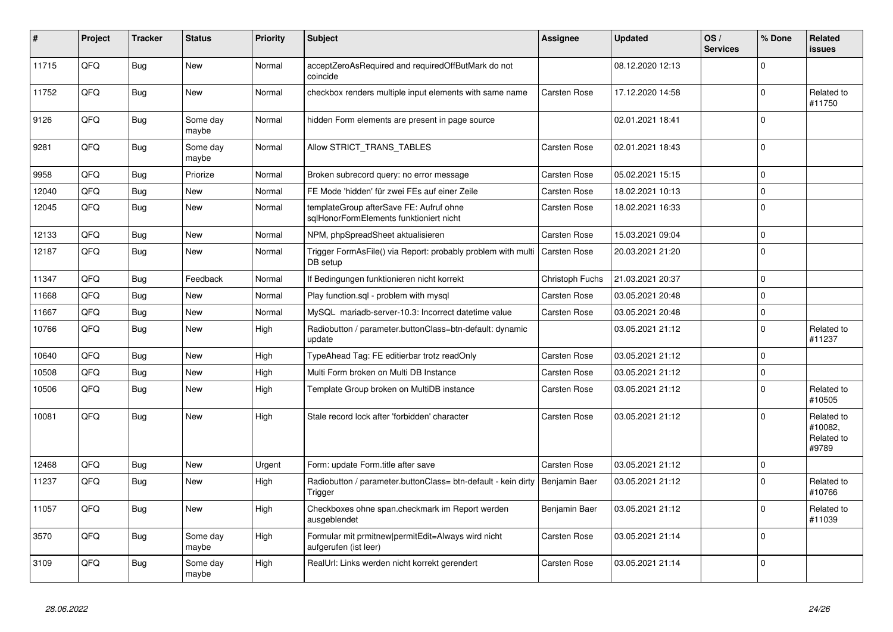| # | Project | Tracker | Status | Priority | Subject | Assignee | Updated | OS / Services | % Done | Related issues |
|---|---|---|---|---|---|---|---|---|---|---|
| 11715 | QFQ | Bug | New | Normal | acceptZeroAsRequired and requiredOffButMark do not coincide | | 08.12.2020 12:13 | | 0 | |
| 11752 | QFQ | Bug | New | Normal | checkbox renders multiple input elements with same name | Carsten Rose | 17.12.2020 14:58 | | 0 | Related to #11750 |
| 9126 | QFQ | Bug | Some day maybe | Normal | hidden Form elements are present in page source | | 02.01.2021 18:41 | | 0 | |
| 9281 | QFQ | Bug | Some day maybe | Normal | Allow STRICT_TRANS_TABLES | Carsten Rose | 02.01.2021 18:43 | | 0 | |
| 9958 | QFQ | Bug | Priorize | Normal | Broken subrecord query: no error message | Carsten Rose | 05.02.2021 15:15 | | 0 | |
| 12040 | QFQ | Bug | New | Normal | FE Mode 'hidden' für zwei FEs auf einer Zeile | Carsten Rose | 18.02.2021 10:13 | | 0 | |
| 12045 | QFQ | Bug | New | Normal | templateGroup afterSave FE: Aufruf ohne sqlHonorFormElements funktioniert nicht | Carsten Rose | 18.02.2021 16:33 | | 0 | |
| 12133 | QFQ | Bug | New | Normal | NPM, phpSpreadSheet aktualisieren | Carsten Rose | 15.03.2021 09:04 | | 0 | |
| 12187 | QFQ | Bug | New | Normal | Trigger FormAsFile() via Report: probably problem with multi DB setup | Carsten Rose | 20.03.2021 21:20 | | 0 | |
| 11347 | QFQ | Bug | Feedback | Normal | If Bedingungen funktionieren nicht korrekt | Christoph Fuchs | 21.03.2021 20:37 | | 0 | |
| 11668 | QFQ | Bug | New | Normal | Play function.sql - problem with mysql | Carsten Rose | 03.05.2021 20:48 | | 0 | |
| 11667 | QFQ | Bug | New | Normal | MySQL mariadb-server-10.3: Incorrect datetime value | Carsten Rose | 03.05.2021 20:48 | | 0 | |
| 10766 | QFQ | Bug | New | High | Radiobutton / parameter.buttonClass=btn-default: dynamic update | | 03.05.2021 21:12 | | 0 | Related to #11237 |
| 10640 | QFQ | Bug | New | High | TypeAhead Tag: FE editierbar trotz readOnly | Carsten Rose | 03.05.2021 21:12 | | 0 | |
| 10508 | QFQ | Bug | New | High | Multi Form broken on Multi DB Instance | Carsten Rose | 03.05.2021 21:12 | | 0 | |
| 10506 | QFQ | Bug | New | High | Template Group broken on MultiDB instance | Carsten Rose | 03.05.2021 21:12 | | 0 | Related to #10505 |
| 10081 | QFQ | Bug | New | High | Stale record lock after 'forbidden' character | Carsten Rose | 03.05.2021 21:12 | | 0 | Related to #10082, Related to #9789 |
| 12468 | QFQ | Bug | New | Urgent | Form: update Form.title after save | Carsten Rose | 03.05.2021 21:12 | | 0 | |
| 11237 | QFQ | Bug | New | High | Radiobutton / parameter.buttonClass= btn-default - kein dirty Trigger | Benjamin Baer | 03.05.2021 21:12 | | 0 | Related to #10766 |
| 11057 | QFQ | Bug | New | High | Checkboxes ohne span.checkmark im Report werden ausgeblendet | Benjamin Baer | 03.05.2021 21:12 | | 0 | Related to #11039 |
| 3570 | QFQ | Bug | Some day maybe | High | Formular mit prmitnew\|permitEdit=Always wird nicht aufgerufen (ist leer) | Carsten Rose | 03.05.2021 21:14 | | 0 | |
| 3109 | QFQ | Bug | Some day maybe | High | RealUrl: Links werden nicht korrekt gerendert | Carsten Rose | 03.05.2021 21:14 | | 0 | |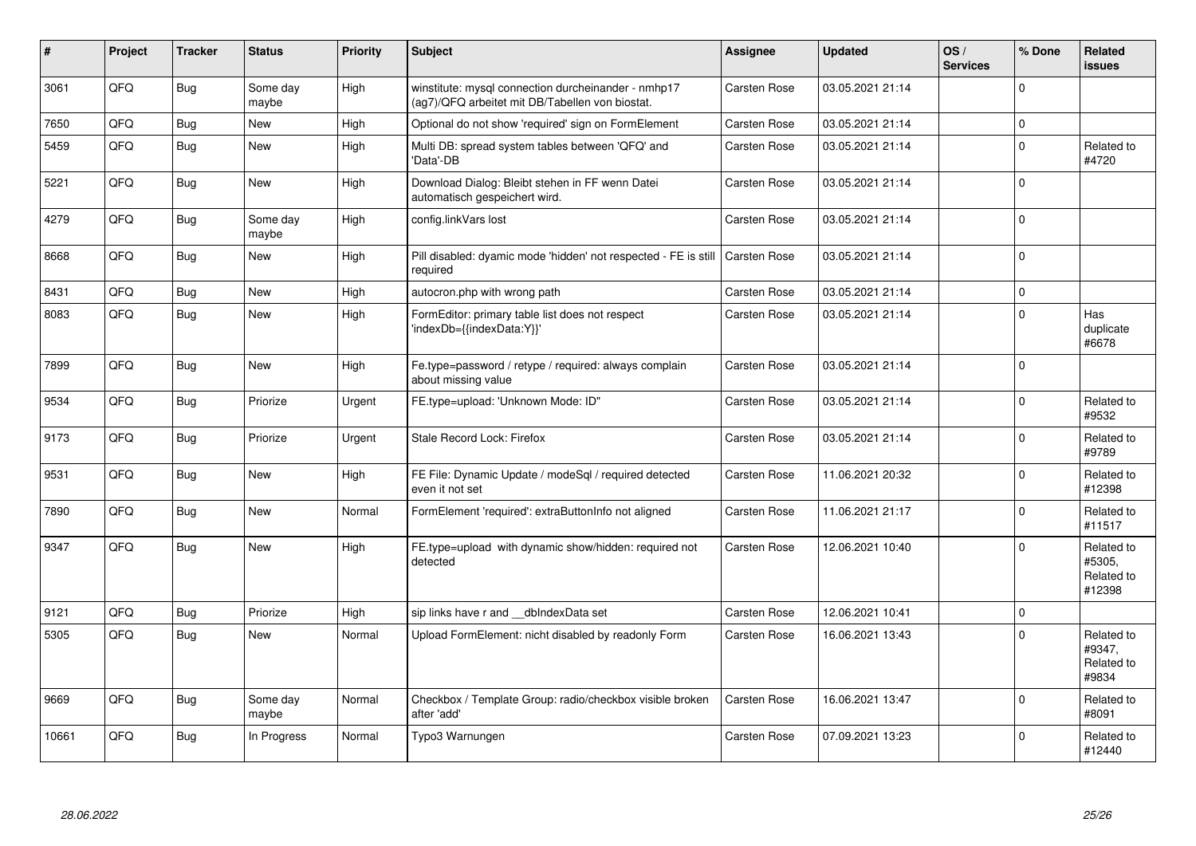| # | Project | Tracker | Status | Priority | Subject | Assignee | Updated | OS / Services | % Done | Related issues |
|---|---|---|---|---|---|---|---|---|---|---|
| 3061 | QFQ | Bug | Some day maybe | High | winstitute: mysql connection durcheinander - nmhp17 (ag7)/QFQ arbeitet mit DB/Tabellen von biostat. | Carsten Rose | 03.05.2021 21:14 | | 0 | |
| 7650 | QFQ | Bug | New | High | Optional do not show 'required' sign on FormElement | Carsten Rose | 03.05.2021 21:14 | | 0 | |
| 5459 | QFQ | Bug | New | High | Multi DB: spread system tables between 'QFQ' and 'Data'-DB | Carsten Rose | 03.05.2021 21:14 | | 0 | Related to #4720 |
| 5221 | QFQ | Bug | New | High | Download Dialog: Bleibt stehen in FF wenn Datei automatisch gespeichert wird. | Carsten Rose | 03.05.2021 21:14 | | 0 | |
| 4279 | QFQ | Bug | Some day maybe | High | config.linkVars lost | Carsten Rose | 03.05.2021 21:14 | | 0 | |
| 8668 | QFQ | Bug | New | High | Pill disabled: dyamic mode 'hidden' not respected - FE is still required | Carsten Rose | 03.05.2021 21:14 | | 0 | |
| 8431 | QFQ | Bug | New | High | autocron.php with wrong path | Carsten Rose | 03.05.2021 21:14 | | 0 | |
| 8083 | QFQ | Bug | New | High | FormEditor: primary table list does not respect 'indexDb={{indexData:Y}}' | Carsten Rose | 03.05.2021 21:14 | | 0 | Has duplicate #6678 |
| 7899 | QFQ | Bug | New | High | Fe.type=password / retype / required: always complain about missing value | Carsten Rose | 03.05.2021 21:14 | | 0 | |
| 9534 | QFQ | Bug | Priorize | Urgent | FE.type=upload: 'Unknown Mode: ID" | Carsten Rose | 03.05.2021 21:14 | | 0 | Related to #9532 |
| 9173 | QFQ | Bug | Priorize | Urgent | Stale Record Lock: Firefox | Carsten Rose | 03.05.2021 21:14 | | 0 | Related to #9789 |
| 9531 | QFQ | Bug | New | High | FE File: Dynamic Update / modeSql / required detected even it not set | Carsten Rose | 11.06.2021 20:32 | | 0 | Related to #12398 |
| 7890 | QFQ | Bug | New | Normal | FormElement 'required': extraButtonInfo not aligned | Carsten Rose | 11.06.2021 21:17 | | 0 | Related to #11517 |
| 9347 | QFQ | Bug | New | High | FE.type=upload with dynamic show/hidden: required not detected | Carsten Rose | 12.06.2021 10:40 | | 0 | Related to #5305, Related to #12398 |
| 9121 | QFQ | Bug | Priorize | High | sip links have r and __dbIndexData set | Carsten Rose | 12.06.2021 10:41 | | 0 | |
| 5305 | QFQ | Bug | New | Normal | Upload FormElement: nicht disabled by readonly Form | Carsten Rose | 16.06.2021 13:43 | | 0 | Related to #9347, Related to #9834 |
| 9669 | QFQ | Bug | Some day maybe | Normal | Checkbox / Template Group: radio/checkbox visible broken after 'add' | Carsten Rose | 16.06.2021 13:47 | | 0 | Related to #8091 |
| 10661 | QFQ | Bug | In Progress | Normal | Typo3 Warnungen | Carsten Rose | 07.09.2021 13:23 | | 0 | Related to #12440 |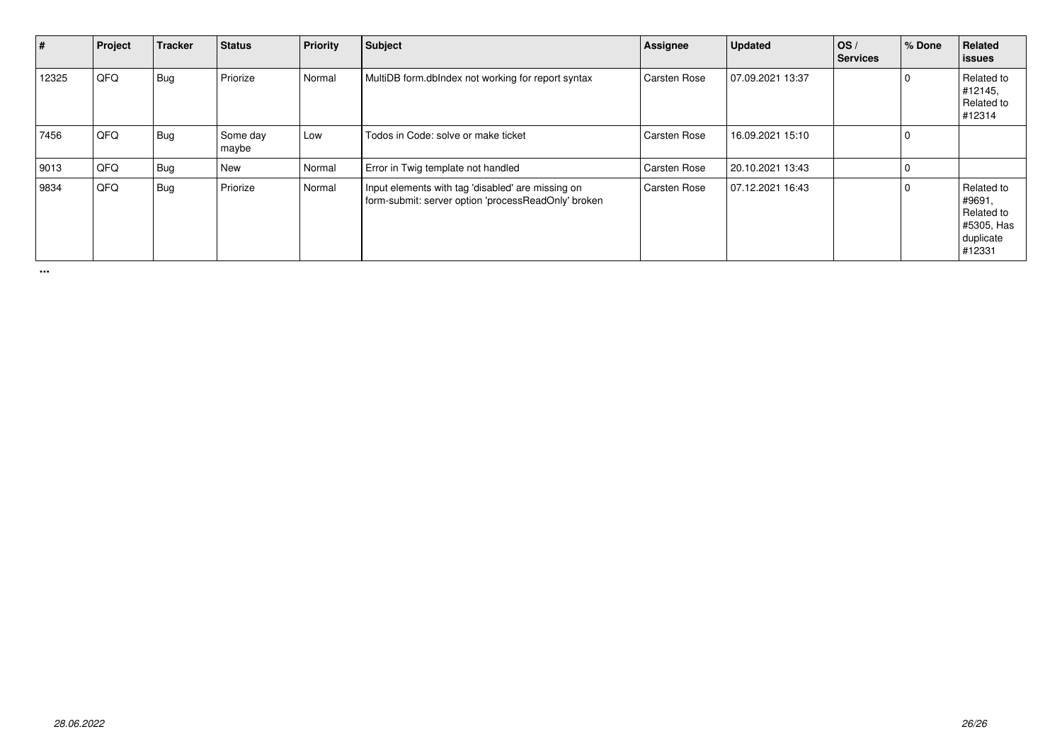| # | Project | Tracker | Status | Priority | Subject | Assignee | Updated | OS / Services | % Done | Related issues |
|---|---|---|---|---|---|---|---|---|---|---|
| 12325 | QFQ | Bug | Priorize | Normal | MultiDB form.dbIndex not working for report syntax | Carsten Rose | 07.09.2021 13:37 | | 0 | Related to #12145, Related to #12314 |
| 7456 | QFQ | Bug | Some day maybe | Low | Todos in Code: solve or make ticket | Carsten Rose | 16.09.2021 15:10 | | 0 | |
| 9013 | QFQ | Bug | New | Normal | Error in Twig template not handled | Carsten Rose | 20.10.2021 13:43 | | 0 | |
| 9834 | QFQ | Bug | Priorize | Normal | Input elements with tag 'disabled' are missing on form-submit: server option 'processReadOnly' broken | Carsten Rose | 07.12.2021 16:43 | | 0 | Related to #9691, Related to #5305, Has duplicate #12331 |

**...**